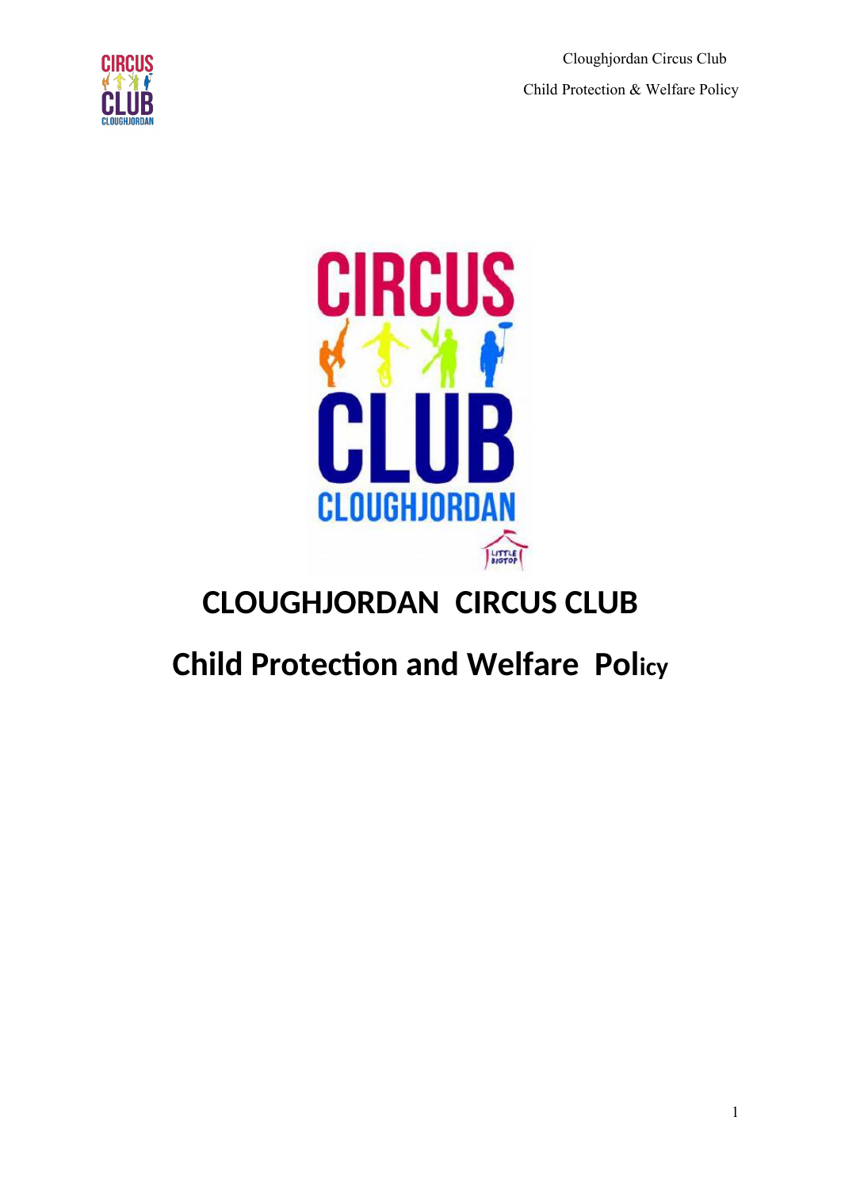# CLOUGHJORDAN CIRCUS CLUB

## Child Protection and Welfare Policy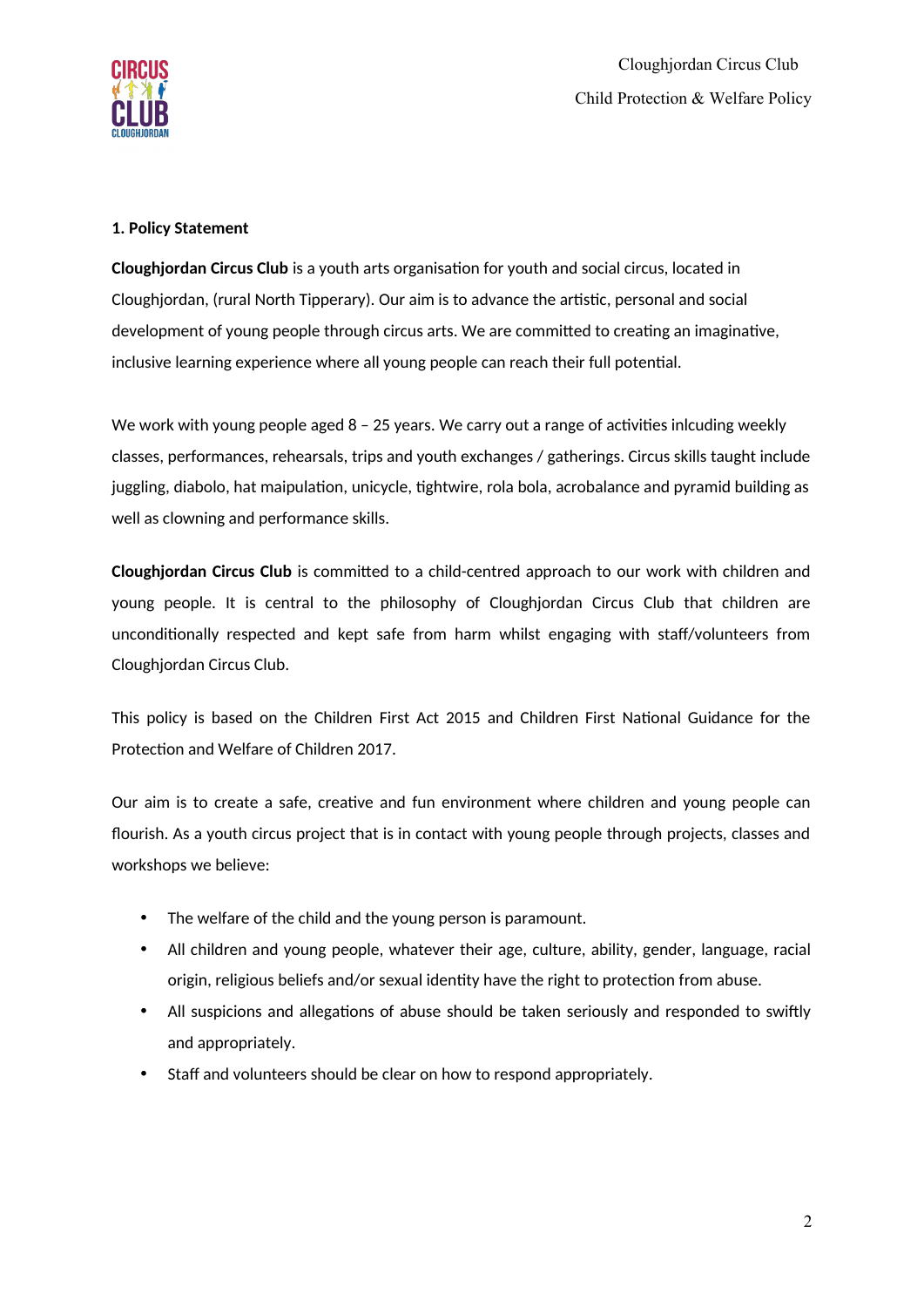## 1. Policy Statement

**Cloughjordan Circus Club** is a youth arts organisation for youth and social circus, located in Cloughjordan, (rural North Tipperary). Our aim is to advance the artistic, personal and social development of young people through circus arts. We are committed to creating an imaginative, inclusive learning experience where all young people can reach their full potential.

We work with young people aged 8 – 25 years. We carry out a range of activities inlcuding weekly classes, performances, rehearsals, trips and youth exchanges / gatherings. Circus skills taught include juggling, diabolo, hat maipulation, unicycle, tightwire, rola bola, acrobalance and pyramid building as well as clowning and performance skills.

**Cloughjordan Circus Club** is committed to a child-centred approach to our work with children and young people. It is central to the philosophy of Cloughjordan Circus Club that children are unconditionally respected and kept safe from harm whilst engaging with staff/volunteers from Cloughjordan Circus Club.

This policy is based on the Children First Act 2015 and Children First National Guidance for the Protection and Welfare of Children 2017.

Our aim is to create a safe, creative and fun environment where children and young people can flourish. As a youth circus project that is in contact with young people through projects, classes and workshops we believe:

- The welfare of the child and the young person is paramount.
- All children and young people, whatever their age, culture, ability, gender, language, racial origin, religious beliefs and/or sexual identity have the right to protection from abuse.
- All suspicions and allegations of abuse should be taken seriously and responded to swiftly and appropriately.
- Staff and volunteers should be clear on how to respond appropriately.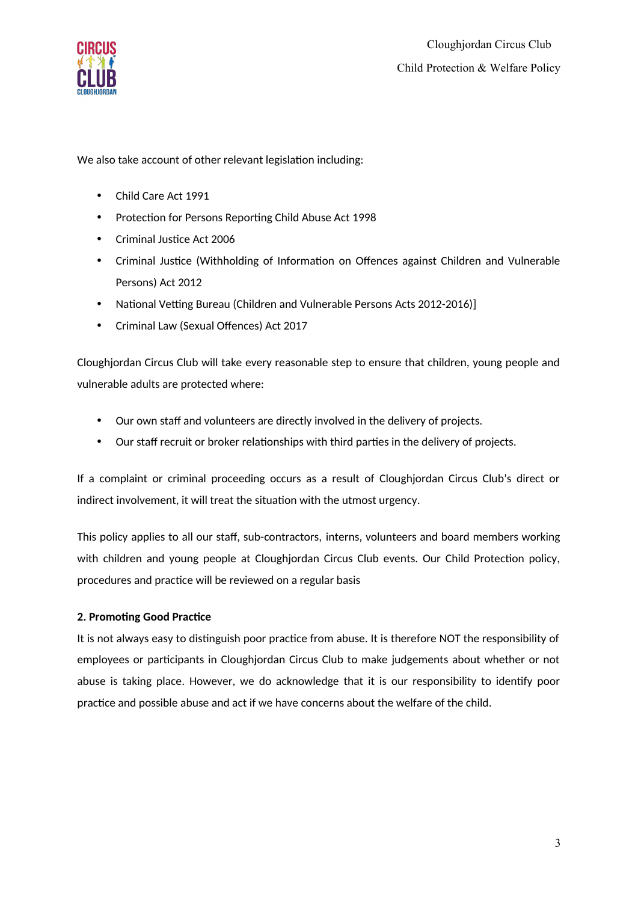We also take account of other relevant legislation including:

- Child Care Act 1991
- Protection for Persons Reporting Child Abuse Act 1998
- Criminal Justice Act 2006
- Criminal Justice (Withholding of Information on Offences against Children and Vulnerable Persons) Act 2012
- National Vetting Bureau (Children and Vulnerable Persons Acts 2012-2016)]
- Criminal Law (Sexual Offences) Act 2017

Cloughjordan Circus Club will take every reasonable step to ensure that children, young people and vulnerable adults are protected where:

- Our own staff and volunteers are directly involved in the delivery of projects.
- Our staff recruit or broker relationships with third parties in the delivery of projects.

If a complaint or criminal proceeding occurs as a result of Cloughjordan Circus Club's direct or indirect involvement, it will treat the situation with the utmost urgency.

This policy applies to all our staff, sub-contractors, interns, volunteers and board members working with children and young people at Cloughjordan Circus Club events. Our Child Protection policy, procedures and practice will be reviewed on a regular basis

**2. Promoting Good Practice**

It is not always easy to distinguish poor practice from abuse. It is therefore NOT the responsibility of employees or participants in Cloughjordan Circus Club to make judgements about whether or not abuse is taking place. However, we do acknowledge that it is our responsibility to identify poor practice and possible abuse and act if we have concerns about the welfare of the child.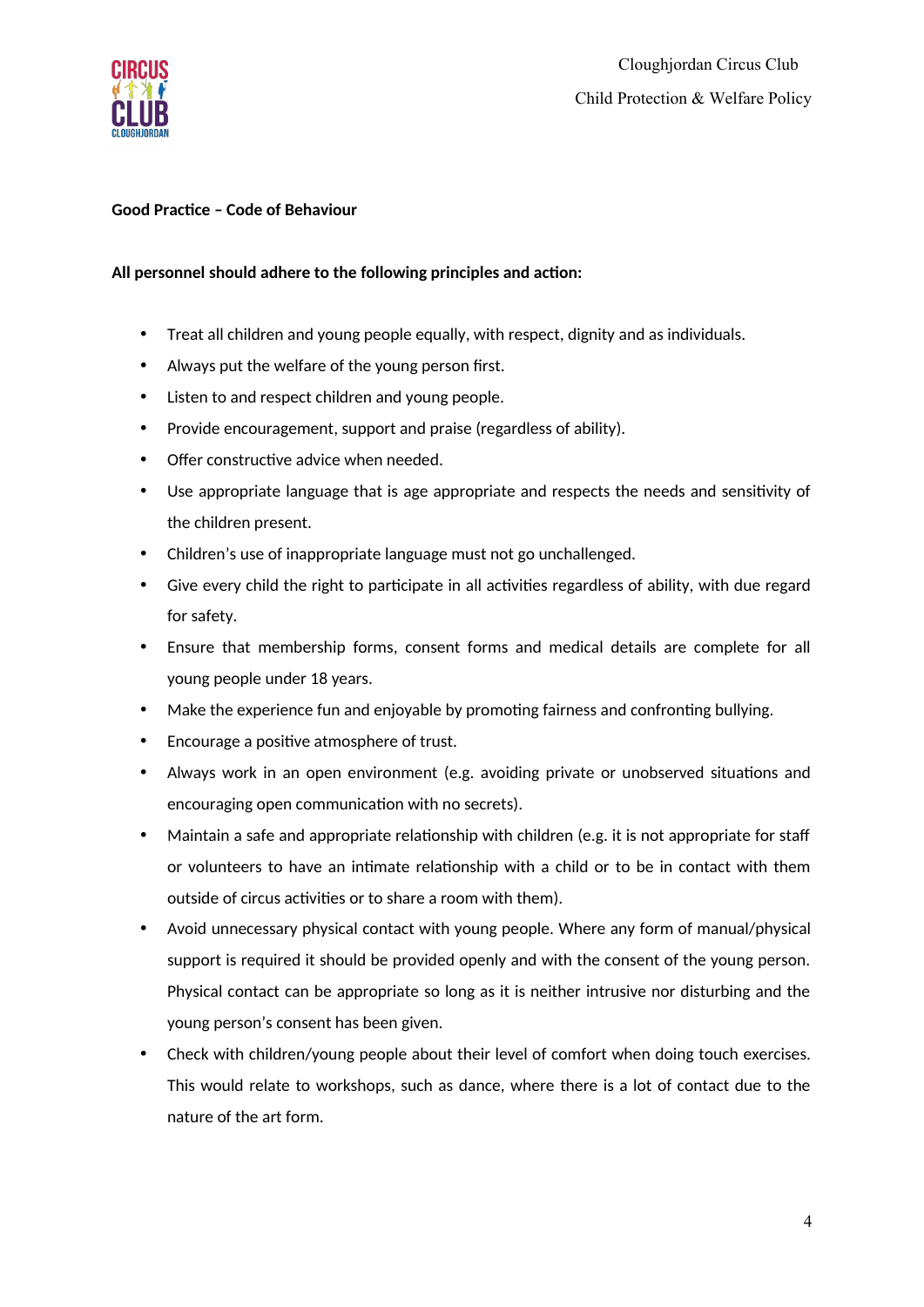**Good Practice – Code of Behaviour**

**All personnel should adhere to the following principles and action:**

- Treat all children and young people equally, with respect, dignity and as individuals.
- Always put the welfare of the young person first.
- Listen to and respect children and young people.
- Provide encouragement, support and praise (regardless of ability).
- Offer constructive advice when needed.
- Use appropriate language that is age appropriate and respects the needs and sensitivity of the children present.
- Children's use of inappropriate language must not go unchallenged.
- Give every child the right to participate in all activities regardless of ability, with due regard for safety.
- Ensure that membership forms, consent forms and medical details are complete for all young people under 18 years.
- Make the experience fun and enjoyable by promoting fairness and confronting bullying.
- Encourage a positive atmosphere of trust.
- Always work in an open environment (e.g. avoiding private or unobserved situations and encouraging open communication with no secrets).
- Maintain a safe and appropriate relationship with children (e.g. it is not appropriate for staff or volunteers to have an intimate relationship with a child or to be in contact with them outside of circus activities or to share a room with them).
- Avoid unnecessary physical contact with young people. Where any form of manual/physical support is required it should be provided openly and with the consent of the young person. Physical contact can be appropriate so long as it is neither intrusive nor disturbing and the young person's consent has been given.
- Check with children/young people about their level of comfort when doing touch exercises. This would relate to workshops, such as dance, where there is a lot of contact due to the nature of the art form.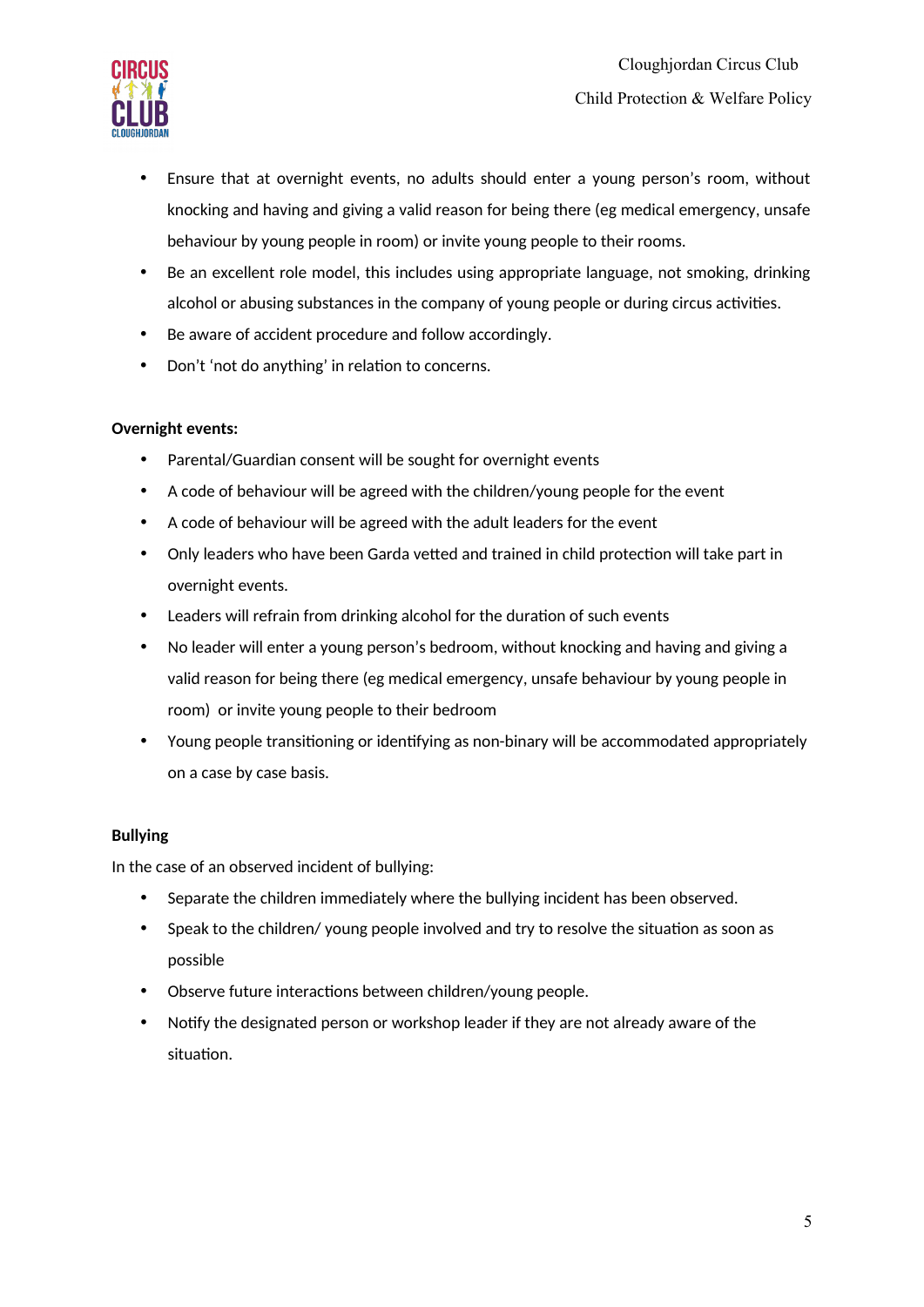- Ensure that at overnight events, no adults should enter a young person's room, without knocking and having and giving a valid reason for being there (eg medical emergency, unsafe behaviour by young people in room) or invite young people to their rooms.
- Be an excellent role model, this includes using appropriate language, not smoking, drinking alcohol or abusing substances in the company of young people or during circus activities.
- Be aware of accident procedure and follow accordingly.
- Don't 'not do anything' in relation to concerns.

**Overnight events:**

- Parental/Guardian consent will be sought for overnight events
- A code of behaviour will be agreed with the children/young people for the event
- A code of behaviour will be agreed with the adult leaders for the event
- Only leaders who have been Garda vetted and trained in child protection will take part in overnight events.
- Leaders will refrain from drinking alcohol for the duration of such events
- No leader will enter a young person's bedroom, without knocking and having and giving a valid reason for being there (eg medical emergency, unsafe behaviour by young people in room) or invite young people to their bedroom
- Young people transitioning or identifying as non-binary will be accommodated appropriately on a case by case basis.

**Bullying**

In the case of an observed incident of bullying:

- Separate the children immediately where the bullying incident has been observed.
- Speak to the children/ young people involved and try to resolve the situation as soon as possible
- Observe future interactions between children/young people.
- Notify the designated person or workshop leader if they are not already aware of the situation.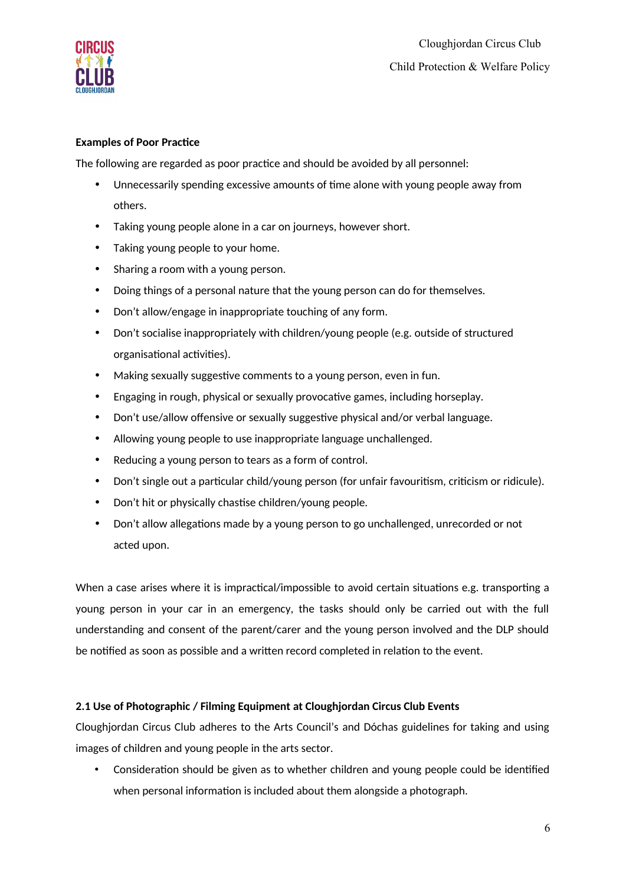**Examples of Poor Practice**

The following are regarded as poor practice and should be avoided by all personnel:

- Unnecessarily spending excessive amounts of time alone with young people away from others.
- Taking young people alone in a car on journeys, however short.
- Taking young people to your home.
- Sharing a room with a young person.
- Doing things of a personal nature that the young person can do for themselves.
- Don't allow/engage in inappropriate touching of any form.
- Don't socialise inappropriately with children/young people (e.g. outside of structured organisational activities).
- Making sexually suggestive comments to a young person, even in fun.
- Engaging in rough, physical or sexually provocative games, including horseplay.
- Don't use/allow offensive or sexually suggestive physical and/or verbal language.
- Allowing young people to use inappropriate language unchallenged.
- Reducing a young person to tears as a form of control.
- Don't single out a particular child/young person (for unfair favouritism, criticism or ridicule).
- Don't hit or physically chastise children/young people.
- Don't allow allegations made by a young person to go unchallenged, unrecorded or not acted upon.

When a case arises where it is impractical/impossible to avoid certain situations e.g. transporting a young person in your car in an emergency, the tasks should only be carried out with the full understanding and consent of the parent/carer and the young person involved and the DLP should be notified as soon as possible and a written record completed in relation to the event.

**2.1 Use of Photographic / Filming Equipment at Cloughjordan Circus Club Events**

Cloughjordan Circus Club adheres to the Arts Council's and Dóchas guidelines for taking and using images of children and young people in the arts sector.

- Consideration should be given as to whether children and young people could be identified when personal information is included about them alongside a photograph.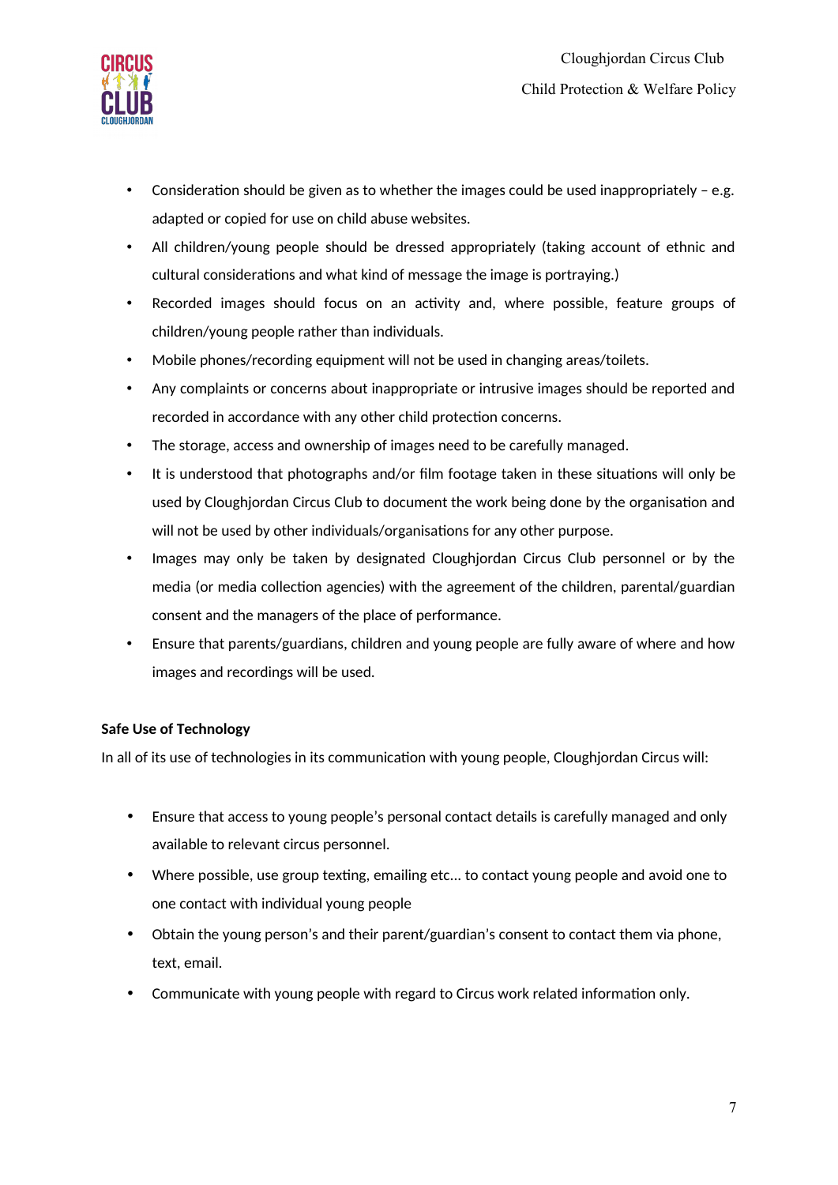- Consideration should be given as to whether the images could be used inappropriately – e.g. adapted or copied for use on child abuse websites.
- All children/young people should be dressed appropriately (taking account of ethnic and cultural considerations and what kind of message the image is portraying.)
- Recorded images should focus on an activity and, where possible, feature groups of children/young people rather than individuals.
- Mobile phones/recording equipment will not be used in changing areas/toilets.
- Any complaints or concerns about inappropriate or intrusive images should be reported and recorded in accordance with any other child protection concerns.
- The storage, access and ownership of images need to be carefully managed.
- It is understood that photographs and/or film footage taken in these situations will only be used by Cloughjordan Circus Club to document the work being done by the organisation and will not be used by other individuals/organisations for any other purpose.
- Images may only be taken by designated Cloughjordan Circus Club personnel or by the media (or media collection agencies) with the agreement of the children, parental/guardian consent and the managers of the place of performance.
- Ensure that parents/guardians, children and young people are fully aware of where and how images and recordings will be used.

**Safe Use of Technology**

In all of its use of technologies in its communication with young people, Cloughjordan Circus will:

- Ensure that access to young people's personal contact details is carefully managed and only available to relevant circus personnel.
- Where possible, use group texting, emailing etc... to contact young people and avoid one to one contact with individual young people
- Obtain the young person's and their parent/guardian's consent to contact them via phone, text, email.
- Communicate with young people with regard to Circus work related information only.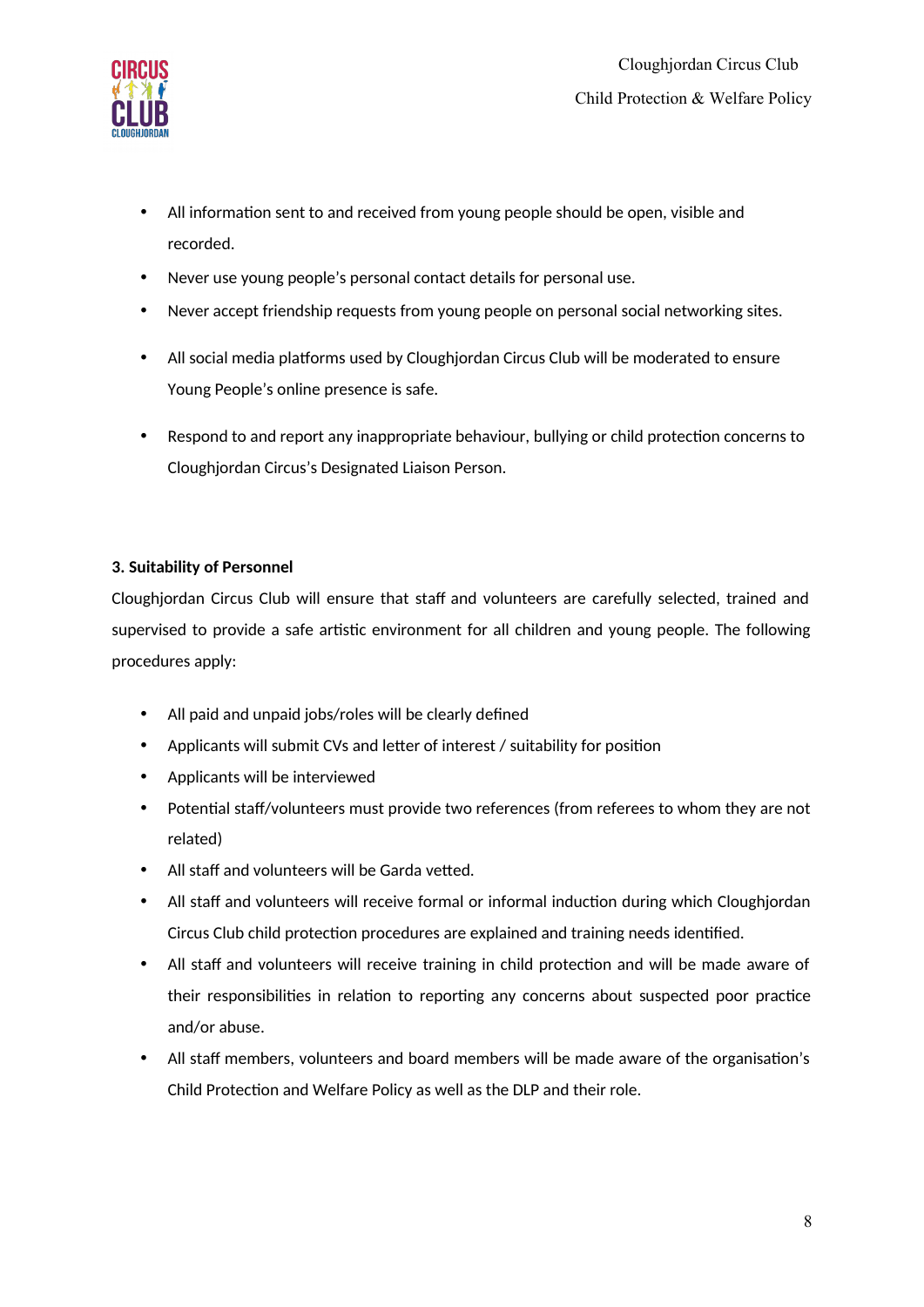- All information sent to and received from young people should be open, visible and recorded.
- Never use young people's personal contact details for personal use.
- Never accept friendship requests from young people on personal social networking sites.
- All social media platforms used by Cloughjordan Circus Club will be moderated to ensure Young People's online presence is safe.
- Respond to and report any inappropriate behaviour, bullying or child protection concerns to Cloughjordan Circus's Designated Liaison Person.

**3. Suitability of Personnel**

Cloughjordan Circus Club will ensure that staff and volunteers are carefully selected, trained and supervised to provide a safe artistic environment for all children and young people. The following procedures apply:

- All paid and unpaid jobs/roles will be clearly defined
- Applicants will submit CVs and letter of interest / suitability for position
- Applicants will be interviewed
- Potential staff/volunteers must provide two references (from referees to whom they are not related)
- All staff and volunteers will be Garda vetted.
- All staff and volunteers will receive formal or informal induction during which Cloughjordan Circus Club child protection procedures are explained and training needs identified.
- All staff and volunteers will receive training in child protection and will be made aware of their responsibilities in relation to reporting any concerns about suspected poor practice and/or abuse.
- All staff members, volunteers and board members will be made aware of the organisation's Child Protection and Welfare Policy as well as the DLP and their role.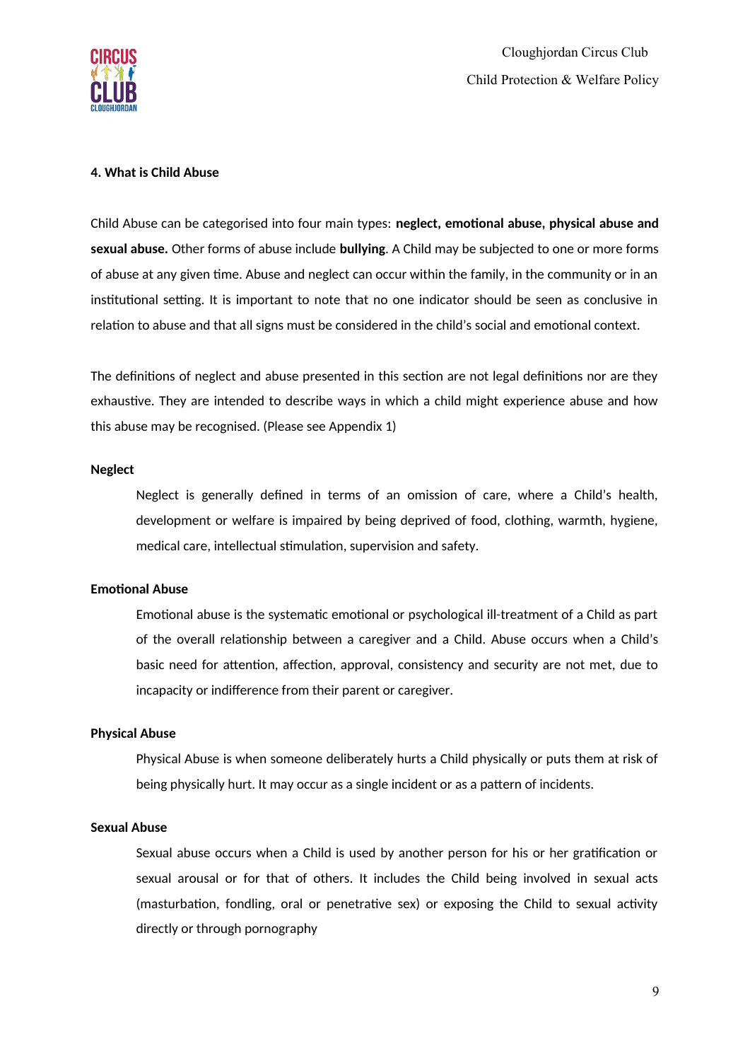## 4. What is Child Abuse

Child Abuse can be categorised into four main types: **neglect, emotional abuse, physical abuse and sexual abuse.** Other forms of abuse include **bullying**. A Child may be subjected to one or more forms of abuse at any given time. Abuse and neglect can occur within the family, in the community or in an institutional setting. It is important to note that no one indicator should be seen as conclusive in relation to abuse and that all signs must be considered in the child's social and emotional context.

The definitions of neglect and abuse presented in this section are not legal definitions nor are they exhaustive. They are intended to describe ways in which a child might experience abuse and how this abuse may be recognised. (Please see Appendix 1)

### Neglect

Neglect is generally defined in terms of an omission of care, where a Child's health, development or welfare is impaired by being deprived of food, clothing, warmth, hygiene, medical care, intellectual stimulation, supervision and safety.

### Emotional Abuse

Emotional abuse is the systematic emotional or psychological ill-treatment of a Child as part of the overall relationship between a caregiver and a Child. Abuse occurs when a Child's basic need for attention, affection, approval, consistency and security are not met, due to incapacity or indifference from their parent or caregiver.

### Physical Abuse

Physical Abuse is when someone deliberately hurts a Child physically or puts them at risk of being physically hurt. It may occur as a single incident or as a pattern of incidents.

### Sexual Abuse

Sexual abuse occurs when a Child is used by another person for his or her gratification or sexual arousal or for that of others. It includes the Child being involved in sexual acts (masturbation, fondling, oral or penetrative sex) or exposing the Child to sexual activity directly or through pornography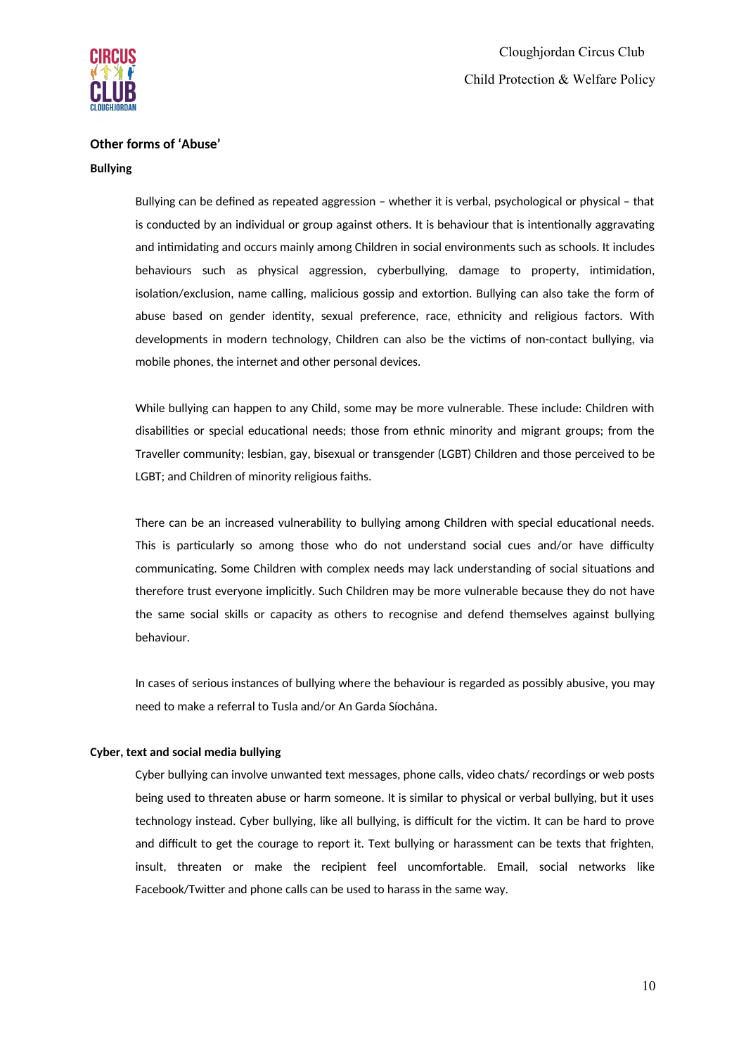### Other forms of 'Abuse'

#### Bullying

Bullying can be defined as repeated aggression – whether it is verbal, psychological or physical – that is conducted by an individual or group against others. It is behaviour that is intentionally aggravating and intimidating and occurs mainly among Children in social environments such as schools. It includes behaviours such as physical aggression, cyberbullying, damage to property, intimidation, isolation/exclusion, name calling, malicious gossip and extortion. Bullying can also take the form of abuse based on gender identity, sexual preference, race, ethnicity and religious factors. With developments in modern technology, Children can also be the victims of non-contact bullying, via mobile phones, the internet and other personal devices.

While bullying can happen to any Child, some may be more vulnerable. These include: Children with disabilities or special educational needs; those from ethnic minority and migrant groups; from the Traveller community; lesbian, gay, bisexual or transgender (LGBT) Children and those perceived to be LGBT; and Children of minority religious faiths.

There can be an increased vulnerability to bullying among Children with special educational needs. This is particularly so among those who do not understand social cues and/or have difficulty communicating. Some Children with complex needs may lack understanding of social situations and therefore trust everyone implicitly. Such Children may be more vulnerable because they do not have the same social skills or capacity as others to recognise and defend themselves against bullying behaviour.

In cases of serious instances of bullying where the behaviour is regarded as possibly abusive, you may need to make a referral to Tusla and/or An Garda Síochána.

#### Cyber, text and social media bullying

Cyber bullying can involve unwanted text messages, phone calls, video chats/ recordings or web posts being used to threaten abuse or harm someone. It is similar to physical or verbal bullying, but it uses technology instead. Cyber bullying, like all bullying, is difficult for the victim. It can be hard to prove and difficult to get the courage to report it. Text bullying or harassment can be texts that frighten, insult, threaten or make the recipient feel uncomfortable. Email, social networks like Facebook/Twitter and phone calls can be used to harass in the same way.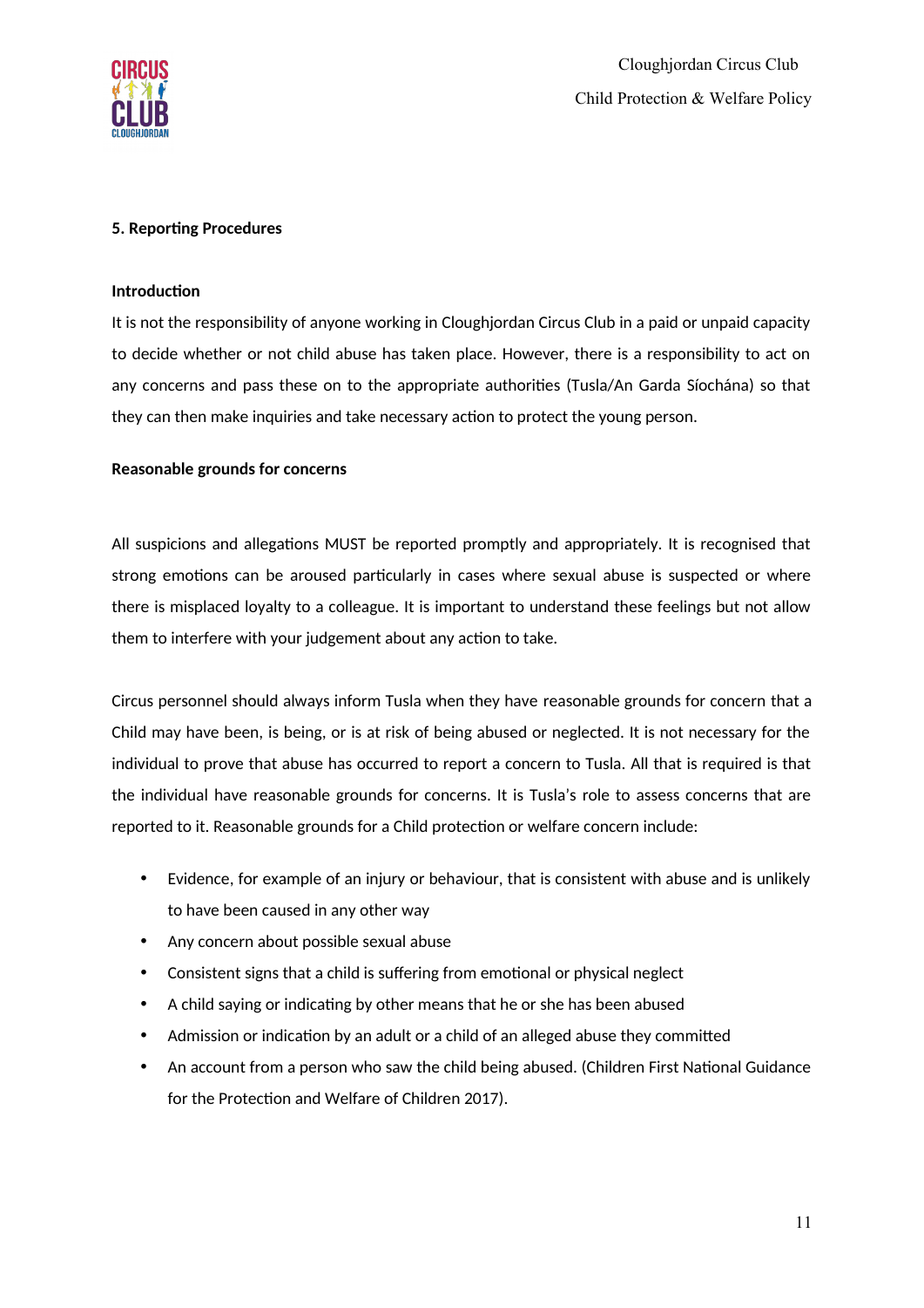## 5. Reporting Procedures

### Introduction

It is not the responsibility of anyone working in Cloughjordan Circus Club in a paid or unpaid capacity to decide whether or not child abuse has taken place. However, there is a responsibility to act on any concerns and pass these on to the appropriate authorities (Tusla/An Garda Síochána) so that they can then make inquiries and take necessary action to protect the young person.

### Reasonable grounds for concerns

All suspicions and allegations MUST be reported promptly and appropriately. It is recognised that strong emotions can be aroused particularly in cases where sexual abuse is suspected or where there is misplaced loyalty to a colleague. It is important to understand these feelings but not allow them to interfere with your judgement about any action to take.

Circus personnel should always inform Tusla when they have reasonable grounds for concern that a Child may have been, is being, or is at risk of being abused or neglected. It is not necessary for the individual to prove that abuse has occurred to report a concern to Tusla. All that is required is that the individual have reasonable grounds for concerns. It is Tusla's role to assess concerns that are reported to it. Reasonable grounds for a Child protection or welfare concern include:

- Evidence, for example of an injury or behaviour, that is consistent with abuse and is unlikely to have been caused in any other way
- Any concern about possible sexual abuse
- Consistent signs that a child is suffering from emotional or physical neglect
- A child saying or indicating by other means that he or she has been abused
- Admission or indication by an adult or a child of an alleged abuse they committed
- An account from a person who saw the child being abused. (Children First National Guidance for the Protection and Welfare of Children 2017).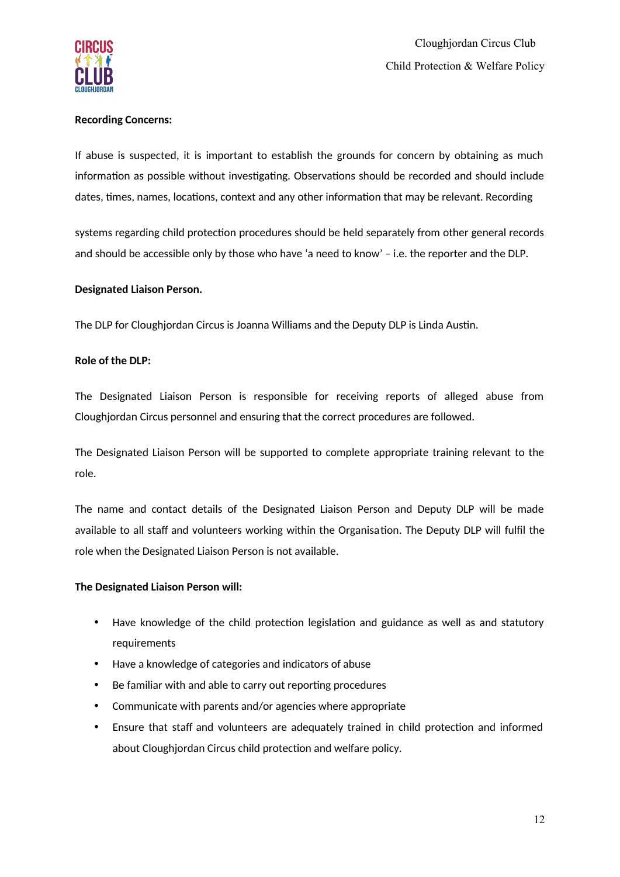**Recording Concerns:**

If abuse is suspected, it is important to establish the grounds for concern by obtaining as much information as possible without investigating. Observations should be recorded and should include dates, times, names, locations, context and any other information that may be relevant. Recording

systems regarding child protection procedures should be held separately from other general records and should be accessible only by those who have 'a need to know' – i.e. the reporter and the DLP.

**Designated Liaison Person.**

The DLP for Cloughjordan Circus is Joanna Williams and the Deputy DLP is Linda Austin.

**Role of the DLP:**

The Designated Liaison Person is responsible for receiving reports of alleged abuse from Cloughjordan Circus personnel and ensuring that the correct procedures are followed.

The Designated Liaison Person will be supported to complete appropriate training relevant to the role.

The name and contact details of the Designated Liaison Person and Deputy DLP will be made available to all staff and volunteers working within the Organisation. The Deputy DLP will fulfil the role when the Designated Liaison Person is not available.

**The Designated Liaison Person will:**

- Have knowledge of the child protection legislation and guidance as well as and statutory requirements
- Have a knowledge of categories and indicators of abuse
- Be familiar with and able to carry out reporting procedures
- Communicate with parents and/or agencies where appropriate
- Ensure that staff and volunteers are adequately trained in child protection and informed about Cloughjordan Circus child protection and welfare policy.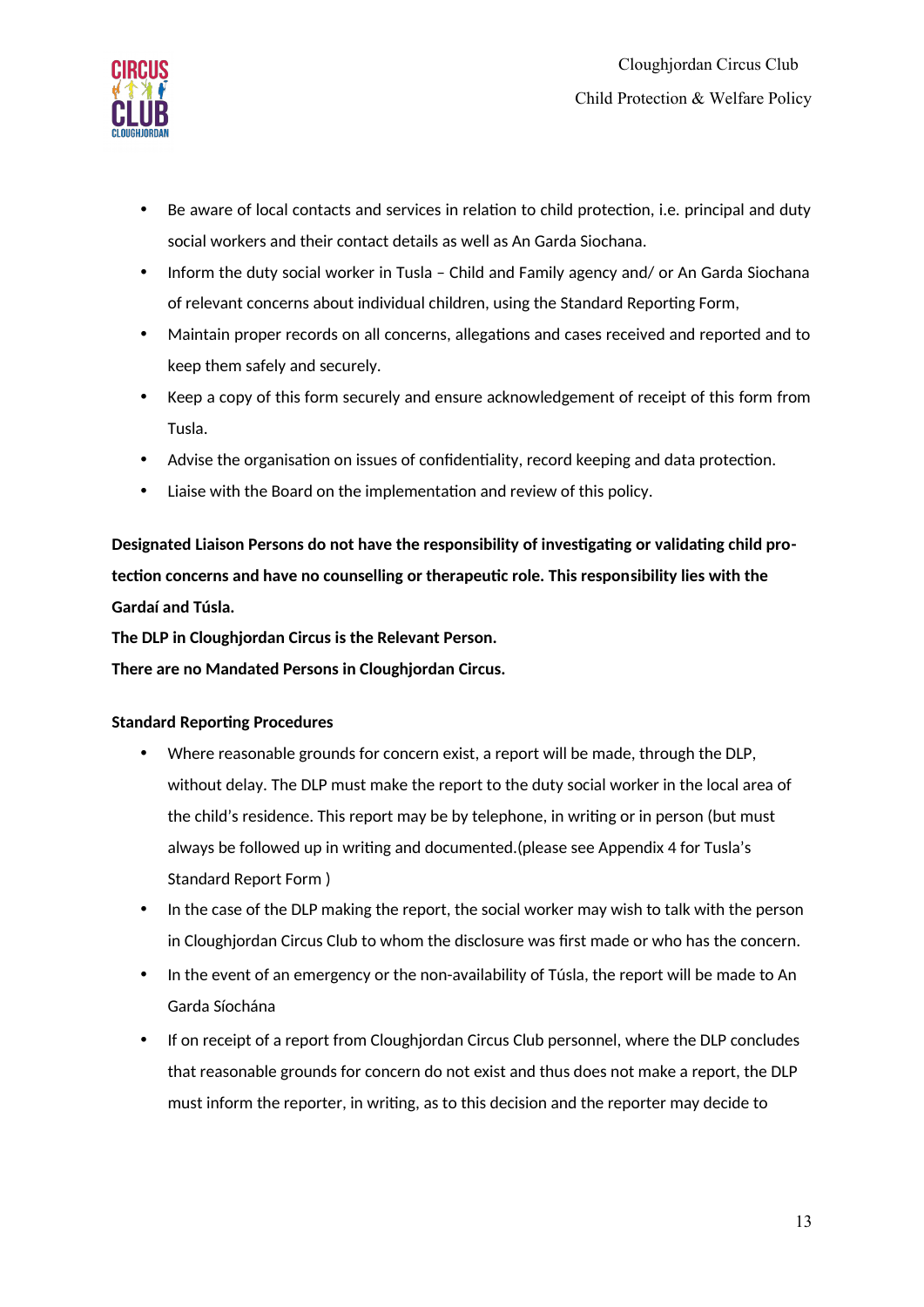- Be aware of local contacts and services in relation to child protection, i.e. principal and duty social workers and their contact details as well as An Garda Siochana.
- Inform the duty social worker in Tusla – Child and Family agency and/ or An Garda Siochana of relevant concerns about individual children, using the Standard Reporting Form,
- Maintain proper records on all concerns, allegations and cases received and reported and to keep them safely and securely.
- Keep a copy of this form securely and ensure acknowledgement of receipt of this form from Tusla.
- Advise the organisation on issues of confidentiality, record keeping and data protection.
- Liaise with the Board on the implementation and review of this policy.

**Designated Liaison Persons do not have the responsibility of investigating or validating child protection concerns and have no counselling or therapeutic role. This responsibility lies with the Gardaí and Túsla.**

**The DLP in Cloughjordan Circus is the Relevant Person.**

**There are no Mandated Persons in Cloughjordan Circus.**

**Standard Reporting Procedures**

- Where reasonable grounds for concern exist, a report will be made, through the DLP, without delay. The DLP must make the report to the duty social worker in the local area of the child's residence. This report may be by telephone, in writing or in person (but must always be followed up in writing and documented.(please see Appendix 4 for Tusla's Standard Report Form )
- In the case of the DLP making the report, the social worker may wish to talk with the person in Cloughjordan Circus Club to whom the disclosure was first made or who has the concern.
- In the event of an emergency or the non-availability of Túsla, the report will be made to An Garda Síochána
- If on receipt of a report from Cloughjordan Circus Club personnel, where the DLP concludes that reasonable grounds for concern do not exist and thus does not make a report, the DLP must inform the reporter, in writing, as to this decision and the reporter may decide to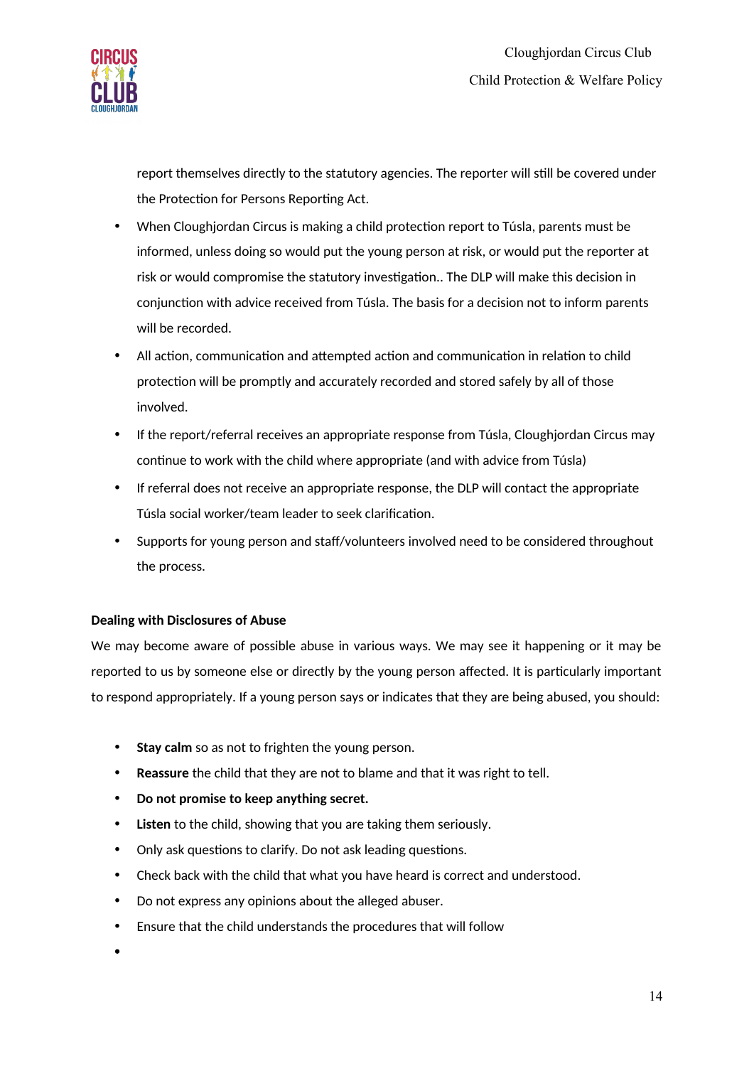report themselves directly to the statutory agencies. The reporter will still be covered under the Protection for Persons Reporting Act.

- When Cloughjordan Circus is making a child protection report to Túsla, parents must be informed, unless doing so would put the young person at risk, or would put the reporter at risk or would compromise the statutory investigation.. The DLP will make this decision in conjunction with advice received from Túsla. The basis for a decision not to inform parents will be recorded.
- All action, communication and attempted action and communication in relation to child protection will be promptly and accurately recorded and stored safely by all of those involved.
- If the report/referral receives an appropriate response from Túsla, Cloughjordan Circus may continue to work with the child where appropriate (and with advice from Túsla)
- If referral does not receive an appropriate response, the DLP will contact the appropriate Túsla social worker/team leader to seek clarification.
- Supports for young person and staff/volunteers involved need to be considered throughout the process.

**Dealing with Disclosures of Abuse**

We may become aware of possible abuse in various ways. We may see it happening or it may be reported to us by someone else or directly by the young person affected. It is particularly important to respond appropriately. If a young person says or indicates that they are being abused, you should:

- **Stay calm** so as not to frighten the young person.
- **Reassure** the child that they are not to blame and that it was right to tell.
- **Do not promise to keep anything secret.**
- **Listen** to the child, showing that you are taking them seriously.
- Only ask questions to clarify. Do not ask leading questions.
- Check back with the child that what you have heard is correct and understood.
- Do not express any opinions about the alleged abuser.
- Ensure that the child understands the procedures that will follow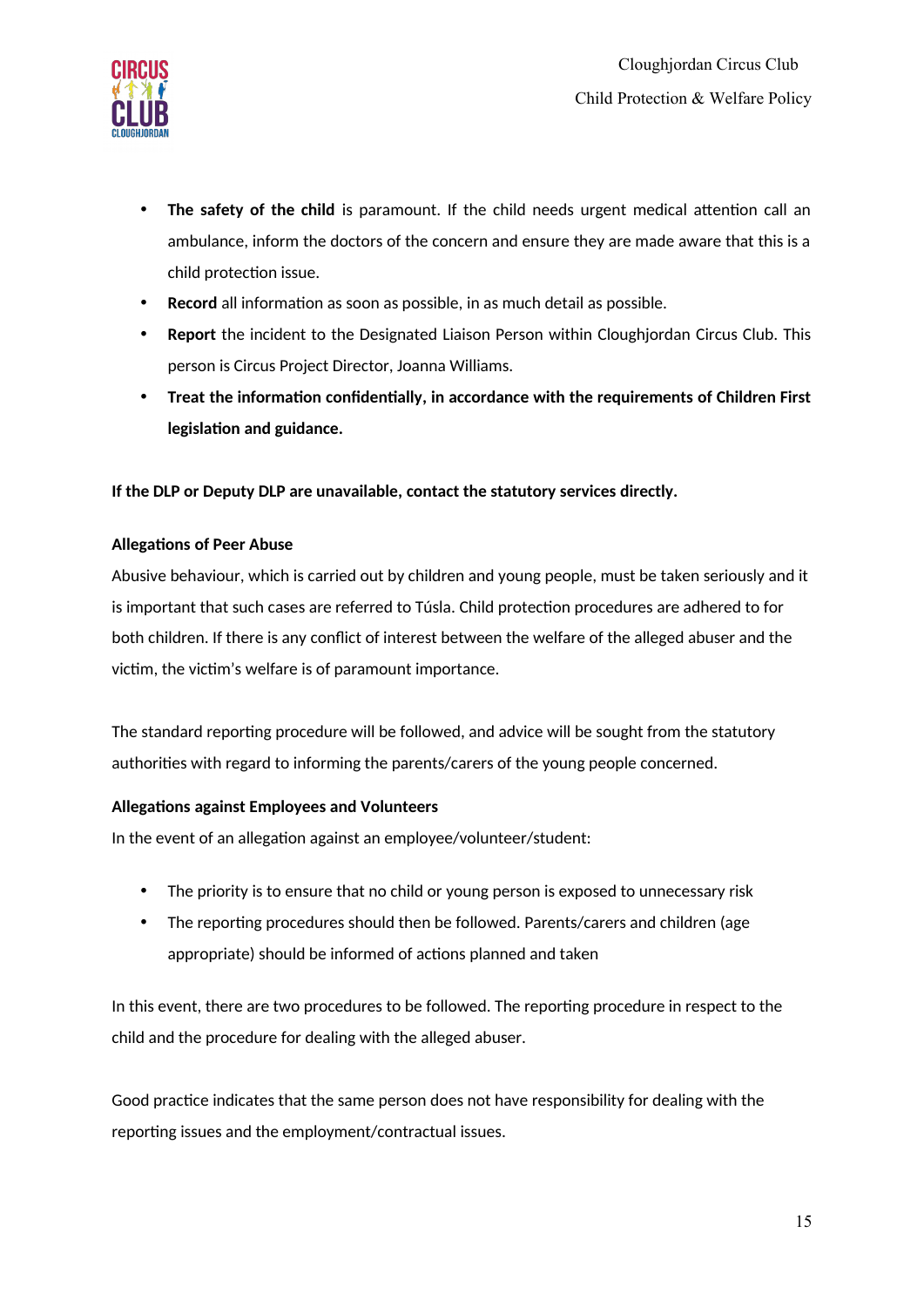- **The safety of the child** is paramount. If the child needs urgent medical attention call an ambulance, inform the doctors of the concern and ensure they are made aware that this is a child protection issue.
- **Record** all information as soon as possible, in as much detail as possible.
- **Report** the incident to the Designated Liaison Person within Cloughjordan Circus Club. This person is Circus Project Director, Joanna Williams.
- **Treat the information confidentially, in accordance with the requirements of Children First legislation and guidance.**

**If the DLP or Deputy DLP are unavailable, contact the statutory services directly.**

**Allegations of Peer Abuse**

Abusive behaviour, which is carried out by children and young people, must be taken seriously and it is important that such cases are referred to Túsla. Child protection procedures are adhered to for both children. If there is any conflict of interest between the welfare of the alleged abuser and the victim, the victim's welfare is of paramount importance.

The standard reporting procedure will be followed, and advice will be sought from the statutory authorities with regard to informing the parents/carers of the young people concerned.

**Allegations against Employees and Volunteers**

In the event of an allegation against an employee/volunteer/student:

- The priority is to ensure that no child or young person is exposed to unnecessary risk
- The reporting procedures should then be followed. Parents/carers and children (age appropriate) should be informed of actions planned and taken

In this event, there are two procedures to be followed. The reporting procedure in respect to the child and the procedure for dealing with the alleged abuser.

Good practice indicates that the same person does not have responsibility for dealing with the reporting issues and the employment/contractual issues.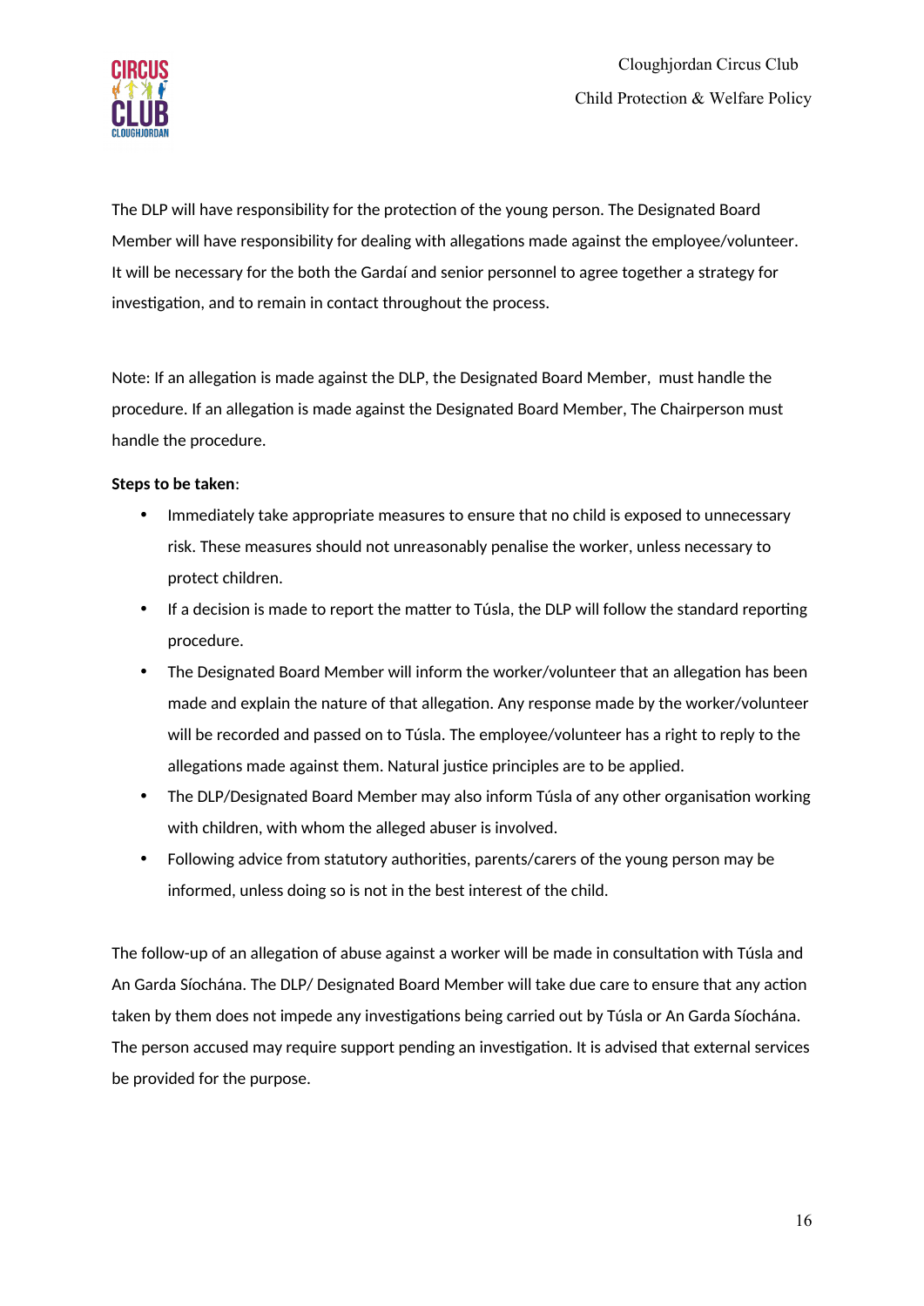The DLP will have responsibility for the protection of the young person. The Designated Board Member will have responsibility for dealing with allegations made against the employee/volunteer. It will be necessary for the both the Gardaí and senior personnel to agree together a strategy for investigation, and to remain in contact throughout the process.

Note: If an allegation is made against the DLP, the Designated Board Member, must handle the procedure. If an allegation is made against the Designated Board Member, The Chairperson must handle the procedure.

**Steps to be taken**:

- Immediately take appropriate measures to ensure that no child is exposed to unnecessary risk. These measures should not unreasonably penalise the worker, unless necessary to protect children.
- If a decision is made to report the matter to Túsla, the DLP will follow the standard reporting procedure.
- The Designated Board Member will inform the worker/volunteer that an allegation has been made and explain the nature of that allegation. Any response made by the worker/volunteer will be recorded and passed on to Túsla. The employee/volunteer has a right to reply to the allegations made against them. Natural justice principles are to be applied.
- The DLP/Designated Board Member may also inform Túsla of any other organisation working with children, with whom the alleged abuser is involved.
- Following advice from statutory authorities, parents/carers of the young person may be informed, unless doing so is not in the best interest of the child.

The follow-up of an allegation of abuse against a worker will be made in consultation with Túsla and An Garda Síochána. The DLP/ Designated Board Member will take due care to ensure that any action taken by them does not impede any investigations being carried out by Túsla or An Garda Síochána. The person accused may require support pending an investigation. It is advised that external services be provided for the purpose.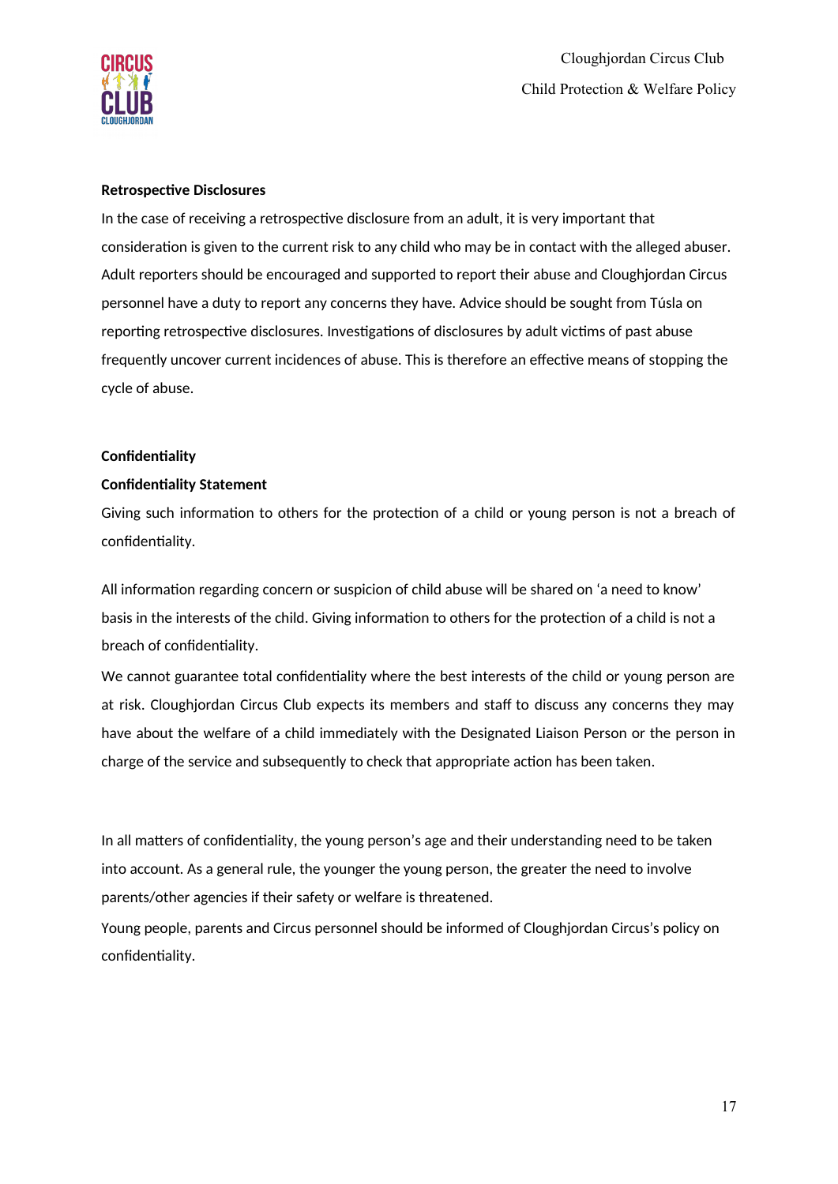**Retrospective Disclosures**

In the case of receiving a retrospective disclosure from an adult, it is very important that consideration is given to the current risk to any child who may be in contact with the alleged abuser. Adult reporters should be encouraged and supported to report their abuse and Cloughjordan Circus personnel have a duty to report any concerns they have. Advice should be sought from Túsla on reporting retrospective disclosures. Investigations of disclosures by adult victims of past abuse frequently uncover current incidences of abuse. This is therefore an effective means of stopping the cycle of abuse.

**Confidentiality**

**Confidentiality Statement**

Giving such information to others for the protection of a child or young person is not a breach of confidentiality.

All information regarding concern or suspicion of child abuse will be shared on 'a need to know' basis in the interests of the child. Giving information to others for the protection of a child is not a breach of confidentiality.

We cannot guarantee total confidentiality where the best interests of the child or young person are at risk. Cloughjordan Circus Club expects its members and staff to discuss any concerns they may have about the welfare of a child immediately with the Designated Liaison Person or the person in charge of the service and subsequently to check that appropriate action has been taken.

In all matters of confidentiality, the young person's age and their understanding need to be taken into account. As a general rule, the younger the young person, the greater the need to involve parents/other agencies if their safety or welfare is threatened.

Young people, parents and Circus personnel should be informed of Cloughjordan Circus's policy on confidentiality.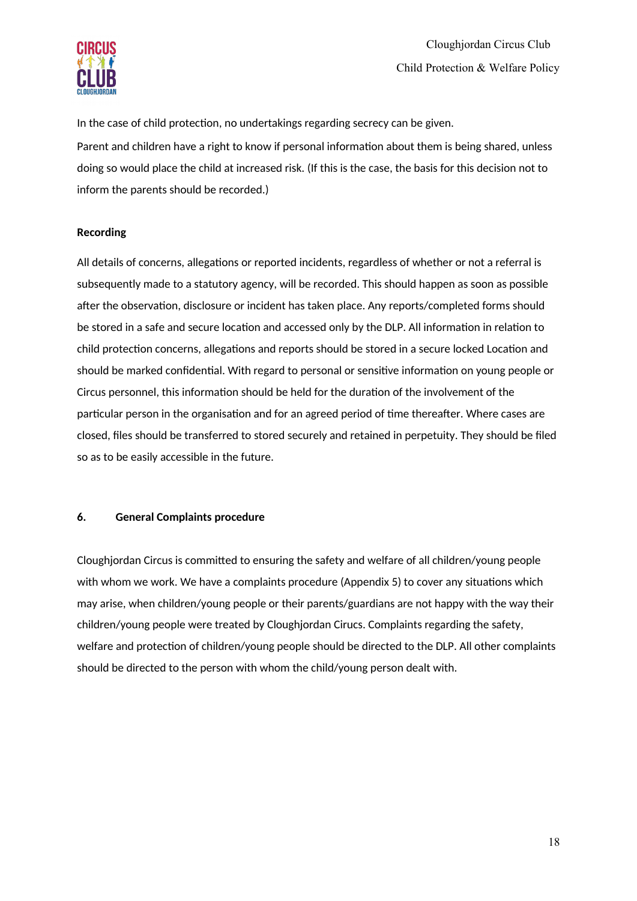In the case of child protection, no undertakings regarding secrecy can be given.

Parent and children have a right to know if personal information about them is being shared, unless doing so would place the child at increased risk. (If this is the case, the basis for this decision not to inform the parents should be recorded.)

**Recording**

All details of concerns, allegations or reported incidents, regardless of whether or not a referral is subsequently made to a statutory agency, will be recorded. This should happen as soon as possible after the observation, disclosure or incident has taken place. Any reports/completed forms should be stored in a safe and secure location and accessed only by the DLP. All information in relation to child protection concerns, allegations and reports should be stored in a secure locked Location and should be marked confidential. With regard to personal or sensitive information on young people or Circus personnel, this information should be held for the duration of the involvement of the particular person in the organisation and for an agreed period of time thereafter. Where cases are closed, files should be transferred to stored securely and retained in perpetuity. They should be filed so as to be easily accessible in the future.

## 6. General Complaints procedure

Cloughjordan Circus is committed to ensuring the safety and welfare of all children/young people with whom we work. We have a complaints procedure (Appendix 5) to cover any situations which may arise, when children/young people or their parents/guardians are not happy with the way their children/young people were treated by Cloughjordan Cirucs. Complaints regarding the safety, welfare and protection of children/young people should be directed to the DLP. All other complaints should be directed to the person with whom the child/young person dealt with.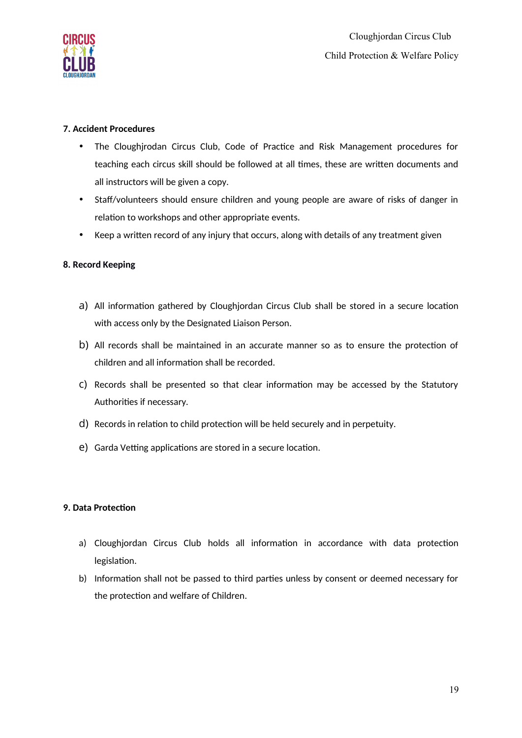**7. Accident Procedures**

- The Cloughjrodan Circus Club, Code of Practice and Risk Management procedures for teaching each circus skill should be followed at all times, these are written documents and all instructors will be given a copy.
- Staff/volunteers should ensure children and young people are aware of risks of danger in relation to workshops and other appropriate events.
- Keep a written record of any injury that occurs, along with details of any treatment given

**8. Record Keeping**

a) All information gathered by Cloughjordan Circus Club shall be stored in a secure location with access only by the Designated Liaison Person.

b) All records shall be maintained in an accurate manner so as to ensure the protection of children and all information shall be recorded.

c) Records shall be presented so that clear information may be accessed by the Statutory Authorities if necessary.

d) Records in relation to child protection will be held securely and in perpetuity.

e) Garda Vetting applications are stored in a secure location.

**9. Data Protection**

a) Cloughjordan Circus Club holds all information in accordance with data protection legislation.

b) Information shall not be passed to third parties unless by consent or deemed necessary for the protection and welfare of Children.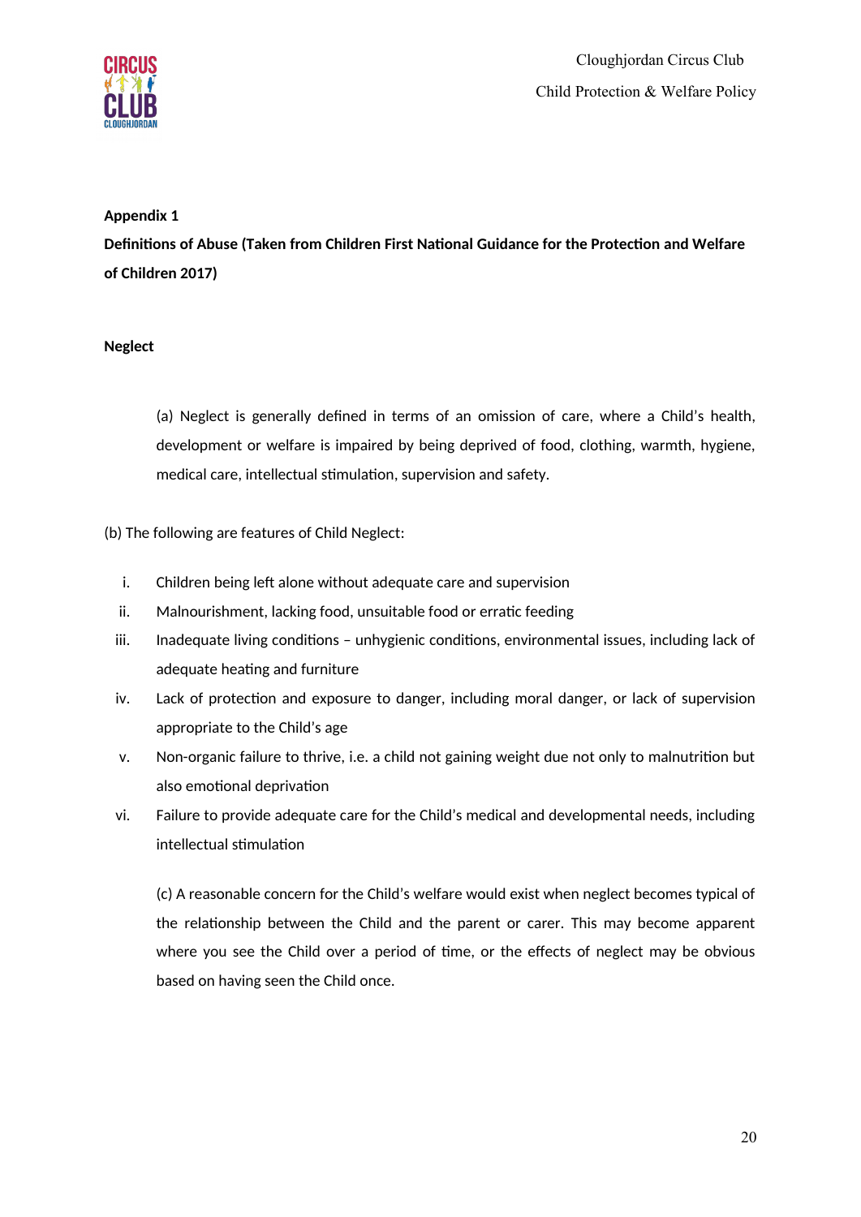**Appendix 1**

**Definitions of Abuse (Taken from Children First National Guidance for the Protection and Welfare of Children 2017)**

**Neglect**

(a) Neglect is generally defined in terms of an omission of care, where a Child's health, development or welfare is impaired by being deprived of food, clothing, warmth, hygiene, medical care, intellectual stimulation, supervision and safety.

(b) The following are features of Child Neglect:

i. Children being left alone without adequate care and supervision
ii. Malnourishment, lacking food, unsuitable food or erratic feeding
iii. Inadequate living conditions – unhygienic conditions, environmental issues, including lack of adequate heating and furniture
iv. Lack of protection and exposure to danger, including moral danger, or lack of supervision appropriate to the Child's age
v. Non-organic failure to thrive, i.e. a child not gaining weight due not only to malnutrition but also emotional deprivation
vi. Failure to provide adequate care for the Child's medical and developmental needs, including intellectual stimulation

(c) A reasonable concern for the Child's welfare would exist when neglect becomes typical of the relationship between the Child and the parent or carer. This may become apparent where you see the Child over a period of time, or the effects of neglect may be obvious based on having seen the Child once.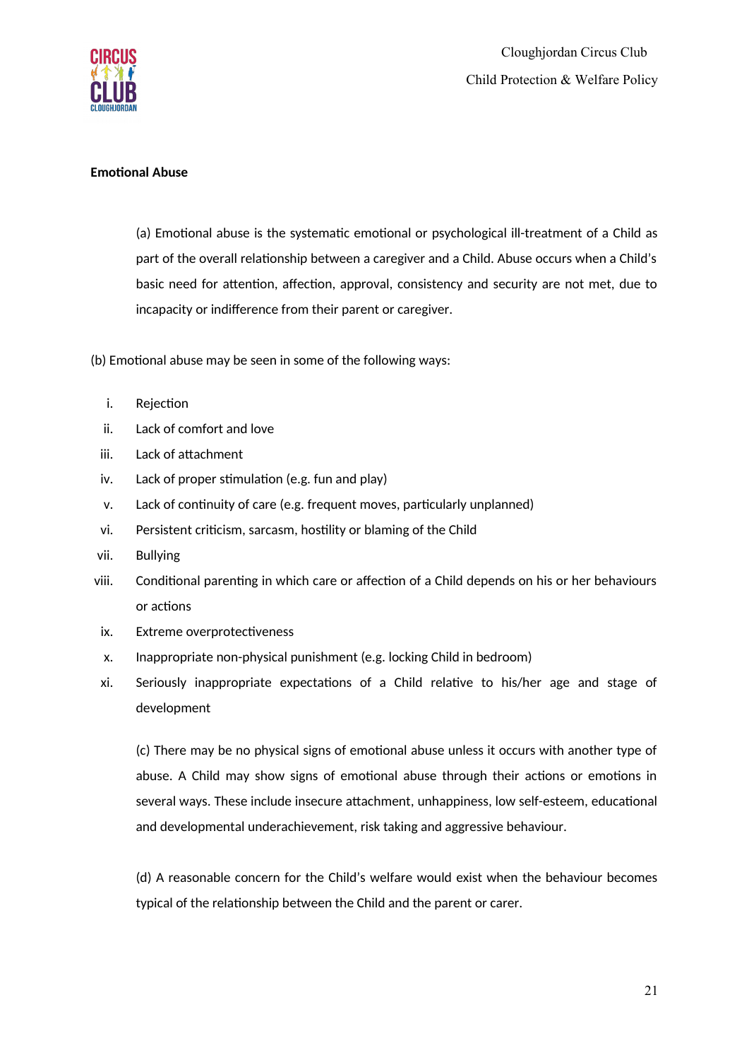**Emotional Abuse**

(a) Emotional abuse is the systematic emotional or psychological ill-treatment of a Child as part of the overall relationship between a caregiver and a Child. Abuse occurs when a Child's basic need for attention, affection, approval, consistency and security are not met, due to incapacity or indifference from their parent or caregiver.

(b) Emotional abuse may be seen in some of the following ways:

i. Rejection
ii. Lack of comfort and love
iii. Lack of attachment
iv. Lack of proper stimulation (e.g. fun and play)
v. Lack of continuity of care (e.g. frequent moves, particularly unplanned)
vi. Persistent criticism, sarcasm, hostility or blaming of the Child
vii. Bullying
viii. Conditional parenting in which care or affection of a Child depends on his or her behaviours or actions
ix. Extreme overprotectiveness
x. Inappropriate non-physical punishment (e.g. locking Child in bedroom)
xi. Seriously inappropriate expectations of a Child relative to his/her age and stage of development

(c) There may be no physical signs of emotional abuse unless it occurs with another type of abuse. A Child may show signs of emotional abuse through their actions or emotions in several ways. These include insecure attachment, unhappiness, low self-esteem, educational and developmental underachievement, risk taking and aggressive behaviour.

(d) A reasonable concern for the Child's welfare would exist when the behaviour becomes typical of the relationship between the Child and the parent or carer.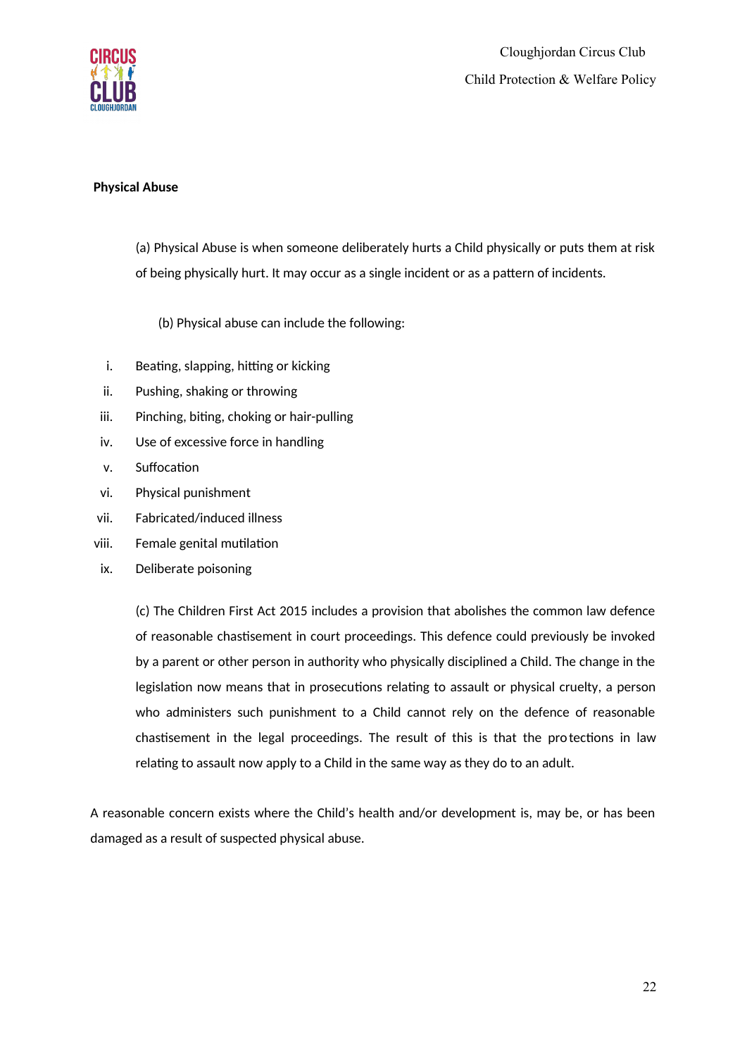**Physical Abuse**

(a) Physical Abuse is when someone deliberately hurts a Child physically or puts them at risk of being physically hurt. It may occur as a single incident or as a pattern of incidents.

(b) Physical abuse can include the following:

i. Beating, slapping, hitting or kicking
ii. Pushing, shaking or throwing
iii. Pinching, biting, choking or hair-pulling
iv. Use of excessive force in handling
v. Suffocation
vi. Physical punishment
vii. Fabricated/induced illness
viii. Female genital mutilation
ix. Deliberate poisoning

(c) The Children First Act 2015 includes a provision that abolishes the common law defence of reasonable chastisement in court proceedings. This defence could previously be invoked by a parent or other person in authority who physically disciplined a Child. The change in the legislation now means that in prosecutions relating to assault or physical cruelty, a person who administers such punishment to a Child cannot rely on the defence of reasonable chastisement in the legal proceedings. The result of this is that the protections in law relating to assault now apply to a Child in the same way as they do to an adult.

A reasonable concern exists where the Child's health and/or development is, may be, or has been damaged as a result of suspected physical abuse.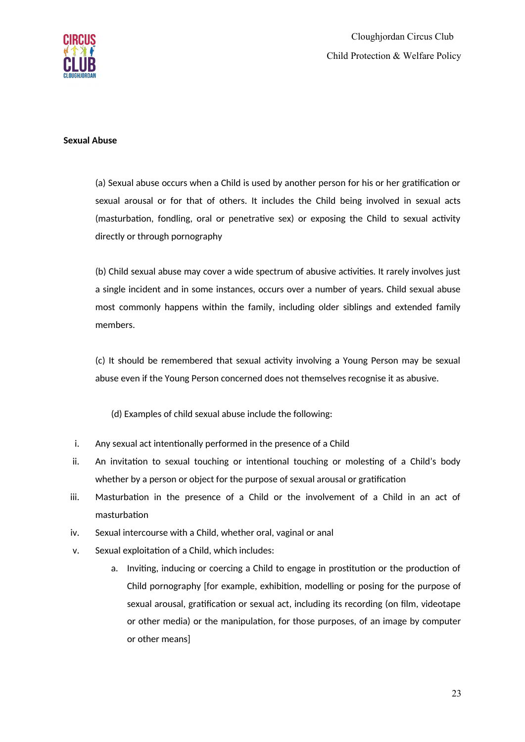**Sexual Abuse**

(a) Sexual abuse occurs when a Child is used by another person for his or her gratification or sexual arousal or for that of others. It includes the Child being involved in sexual acts (masturbation, fondling, oral or penetrative sex) or exposing the Child to sexual activity directly or through pornography

(b) Child sexual abuse may cover a wide spectrum of abusive activities. It rarely involves just a single incident and in some instances, occurs over a number of years. Child sexual abuse most commonly happens within the family, including older siblings and extended family members.

(c) It should be remembered that sexual activity involving a Young Person may be sexual abuse even if the Young Person concerned does not themselves recognise it as abusive.

(d) Examples of child sexual abuse include the following:

i. Any sexual act intentionally performed in the presence of a Child
ii. An invitation to sexual touching or intentional touching or molesting of a Child's body whether by a person or object for the purpose of sexual arousal or gratification
iii. Masturbation in the presence of a Child or the involvement of a Child in an act of masturbation
iv. Sexual intercourse with a Child, whether oral, vaginal or anal
v. Sexual exploitation of a Child, which includes:
   a. Inviting, inducing or coercing a Child to engage in prostitution or the production of Child pornography [for example, exhibition, modelling or posing for the purpose of sexual arousal, gratification or sexual act, including its recording (on film, videotape or other media) or the manipulation, for those purposes, of an image by computer or other means]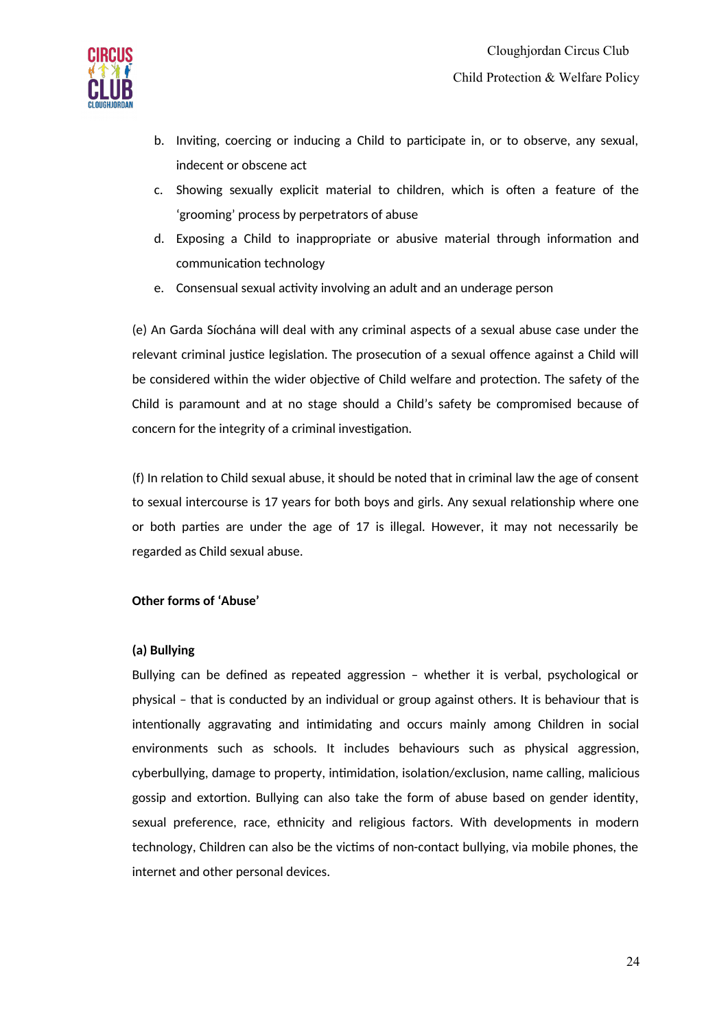b. Inviting, coercing or inducing a Child to participate in, or to observe, any sexual, indecent or obscene act
c. Showing sexually explicit material to children, which is often a feature of the 'grooming' process by perpetrators of abuse
d. Exposing a Child to inappropriate or abusive material through information and communication technology
e. Consensual sexual activity involving an adult and an underage person

(e) An Garda Síochána will deal with any criminal aspects of a sexual abuse case under the relevant criminal justice legislation. The prosecution of a sexual offence against a Child will be considered within the wider objective of Child welfare and protection. The safety of the Child is paramount and at no stage should a Child's safety be compromised because of concern for the integrity of a criminal investigation.

(f) In relation to Child sexual abuse, it should be noted that in criminal law the age of consent to sexual intercourse is 17 years for both boys and girls. Any sexual relationship where one or both parties are under the age of 17 is illegal. However, it may not necessarily be regarded as Child sexual abuse.

**Other forms of 'Abuse'**

**(a) Bullying**

Bullying can be defined as repeated aggression – whether it is verbal, psychological or physical – that is conducted by an individual or group against others. It is behaviour that is intentionally aggravating and intimidating and occurs mainly among Children in social environments such as schools. It includes behaviours such as physical aggression, cyberbullying, damage to property, intimidation, isolation/exclusion, name calling, malicious gossip and extortion. Bullying can also take the form of abuse based on gender identity, sexual preference, race, ethnicity and religious factors. With developments in modern technology, Children can also be the victims of non-contact bullying, via mobile phones, the internet and other personal devices.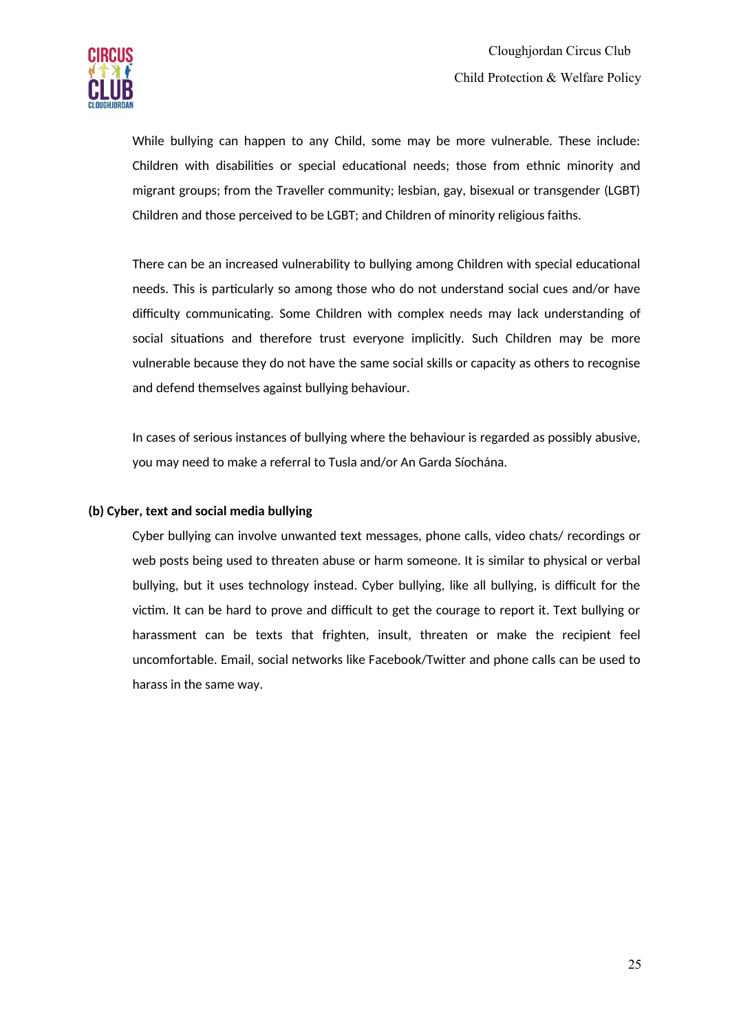While bullying can happen to any Child, some may be more vulnerable. These include: Children with disabilities or special educational needs; those from ethnic minority and migrant groups; from the Traveller community; lesbian, gay, bisexual or transgender (LGBT) Children and those perceived to be LGBT; and Children of minority religious faiths.

There can be an increased vulnerability to bullying among Children with special educational needs. This is particularly so among those who do not understand social cues and/or have difficulty communicating. Some Children with complex needs may lack understanding of social situations and therefore trust everyone implicitly. Such Children may be more vulnerable because they do not have the same social skills or capacity as others to recognise and defend themselves against bullying behaviour.

In cases of serious instances of bullying where the behaviour is regarded as possibly abusive, you may need to make a referral to Tusla and/or An Garda Síochána.

**(b) Cyber, text and social media bullying**

Cyber bullying can involve unwanted text messages, phone calls, video chats/ recordings or web posts being used to threaten abuse or harm someone. It is similar to physical or verbal bullying, but it uses technology instead. Cyber bullying, like all bullying, is difficult for the victim. It can be hard to prove and difficult to get the courage to report it. Text bullying or harassment can be texts that frighten, insult, threaten or make the recipient feel uncomfortable. Email, social networks like Facebook/Twitter and phone calls can be used to harass in the same way.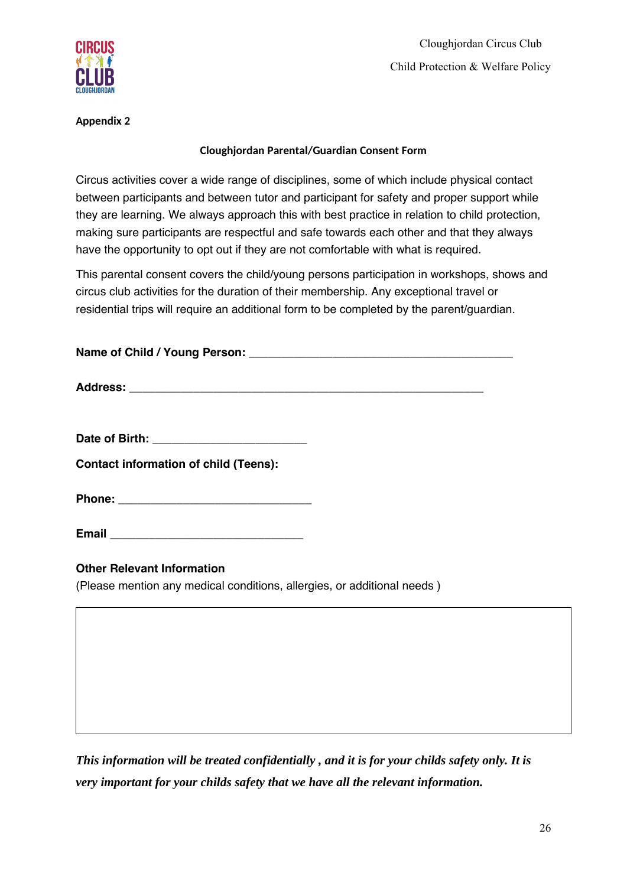**Appendix 2**

**Cloughjordan Parental/Guardian Consent Form**

Circus activities cover a wide range of disciplines, some of which include physical contact between participants and between tutor and participant for safety and proper support while they are learning. We always approach this with best practice in relation to child protection, making sure participants are respectful and safe towards each other and that they always have the opportunity to opt out if they are not comfortable with what is required.

This parental consent covers the child/young persons participation in workshops, shows and circus club activities for the duration of their membership. Any exceptional travel or residential trips will require an additional form to be completed by the parent/guardian.

**Name of Child / Young Person:** ____________________________________________

**Address:** ____________________________________________________________

**Date of Birth:** ________________________

**Contact information of child (Teens):**

**Phone:** ______________________________

**Email** ______________________________

**Other Relevant Information**
(Please mention any medical conditions, allergies, or additional needs )

| |
|---|
| |

***This information will be treated confidentially , and it is for your childs safety only. It is very important for your childs safety that we have all the relevant information.***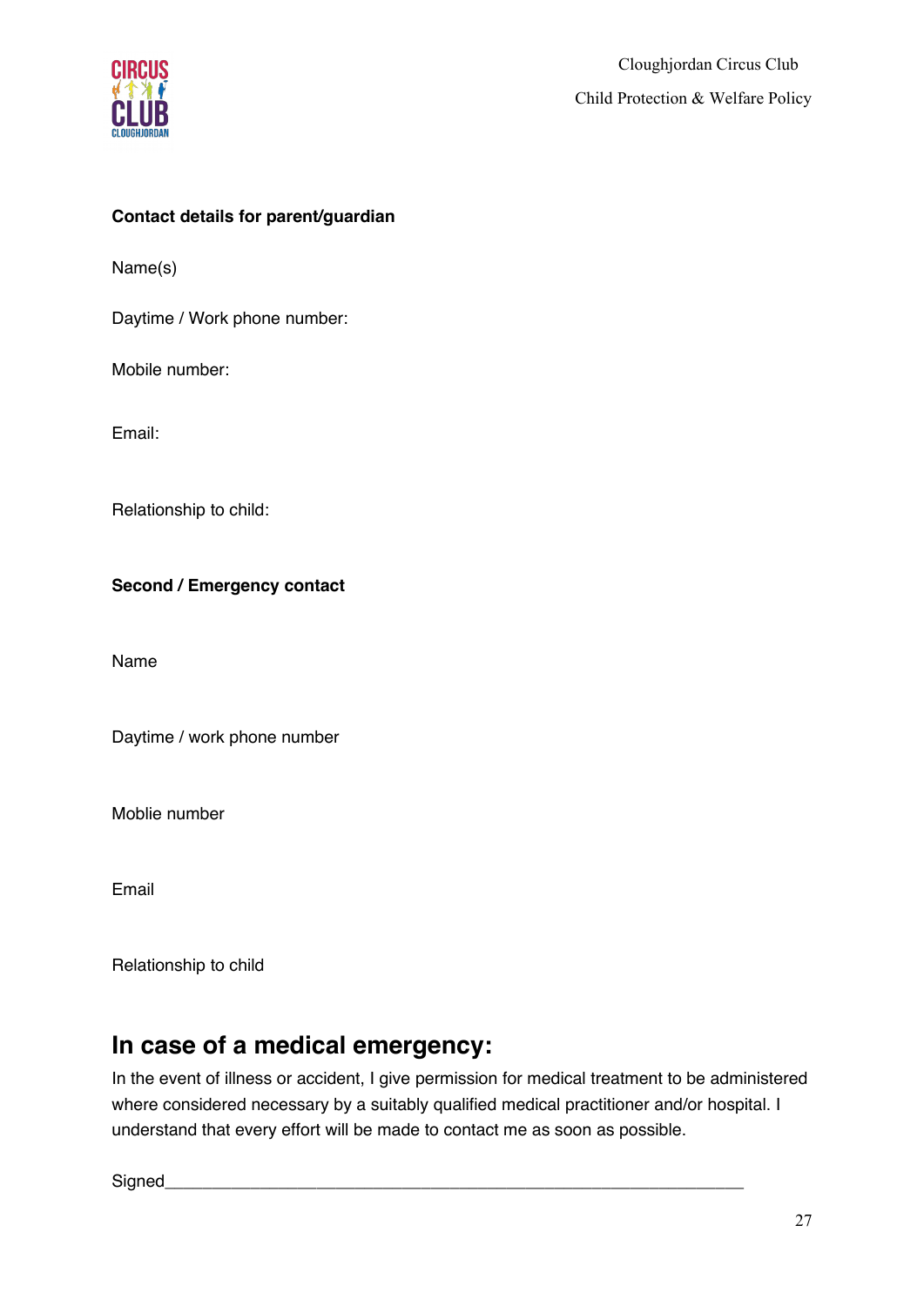**Contact details for parent/guardian**

Name(s)

Daytime / Work phone number:

Mobile number:

Email:

Relationship to child:

**Second / Emergency contact**

Name

Daytime / work phone number

Moblie number

Email

Relationship to child

## In case of a medical emergency:

In the event of illness or accident, I give permission for medical treatment to be administered where considered necessary by a suitably qualified medical practitioner and/or hospital. I understand that every effort will be made to contact me as soon as possible.

Signed_______________________________________________________________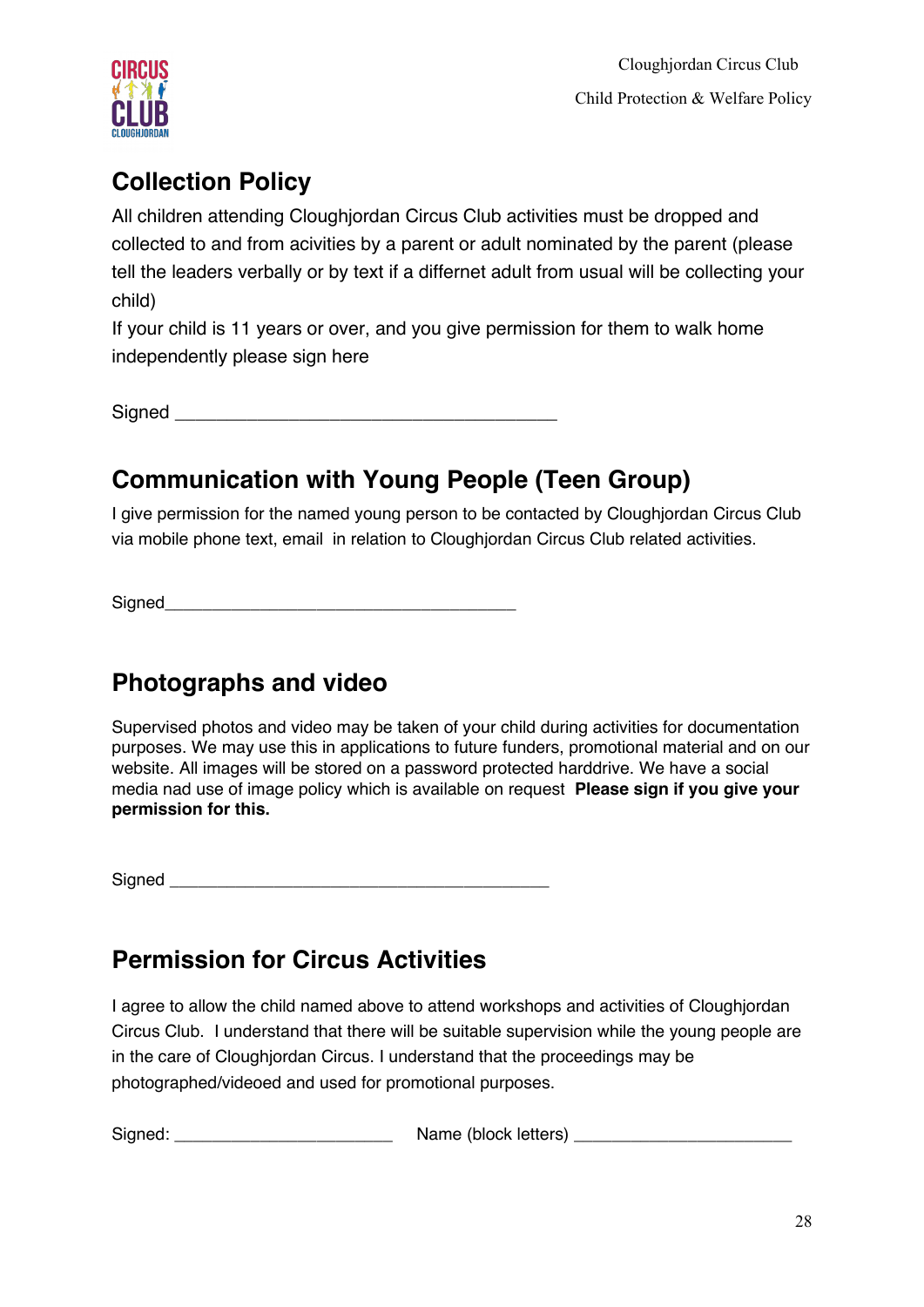## Collection Policy

All children attending Cloughjordan Circus Club activities must be dropped and collected to and from acivities by a parent or adult nominated by the parent (please tell the leaders verbally or by text if a differnet adult from usual will be collecting your child)

If your child is 11 years or over, and you give permission for them to walk home independently please sign here

Signed _______________________________________

## Communication with Young People (Teen Group)

I give permission for the named young person to be contacted by Cloughjordan Circus Club via mobile phone text, email in relation to Cloughjordan Circus Club related activities.

Signed_______________________________________

## Photographs and video

Supervised photos and video may be taken of your child during activities for documentation purposes. We may use this in applications to future funders, promotional material and on our website. All images will be stored on a password protected harddrive. We have a social media nad use of image policy which is available on request **Please sign if you give your permission for this.**

Signed _______________________________________

## Permission for Circus Activities

I agree to allow the child named above to attend workshops and activities of Cloughjordan Circus Club. I understand that there will be suitable supervision while the young people are in the care of Cloughjordan Circus. I understand that the proceedings may be photographed/videoed and used for promotional purposes.

Signed: ______________________ Name (block letters) ______________________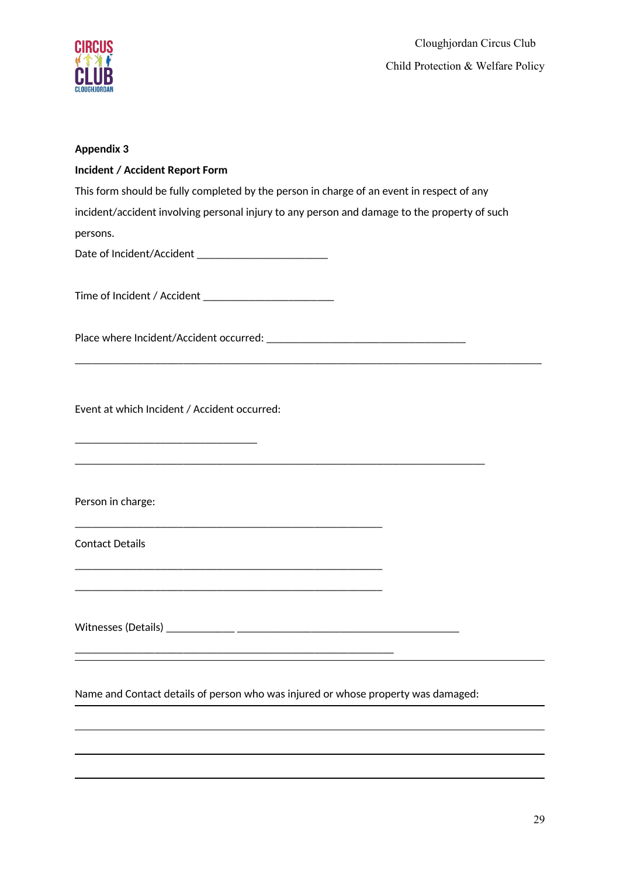**Appendix 3**

**Incident / Accident Report Form**

This form should be fully completed by the person in charge of an event in respect of any incident/accident involving personal injury to any person and damage to the property of such persons.

Date of Incident/Accident ______________________

Time of Incident / Accident ______________________

Place where Incident/Accident occurred: ___________________________________

_______________________________________________________________________________

Event at which Incident / Accident occurred:

______________________________

_______________________________________________________________________

Person in charge:

___________________________________________________

Contact Details

___________________________________________________

___________________________________________________

Witnesses (Details) ___________ _____________________________________

_____________________________________________________

Name and Contact details of person who was injured or whose property was damaged:

_______________________________________________________________________________

_______________________________________________________________________________

_______________________________________________________________________________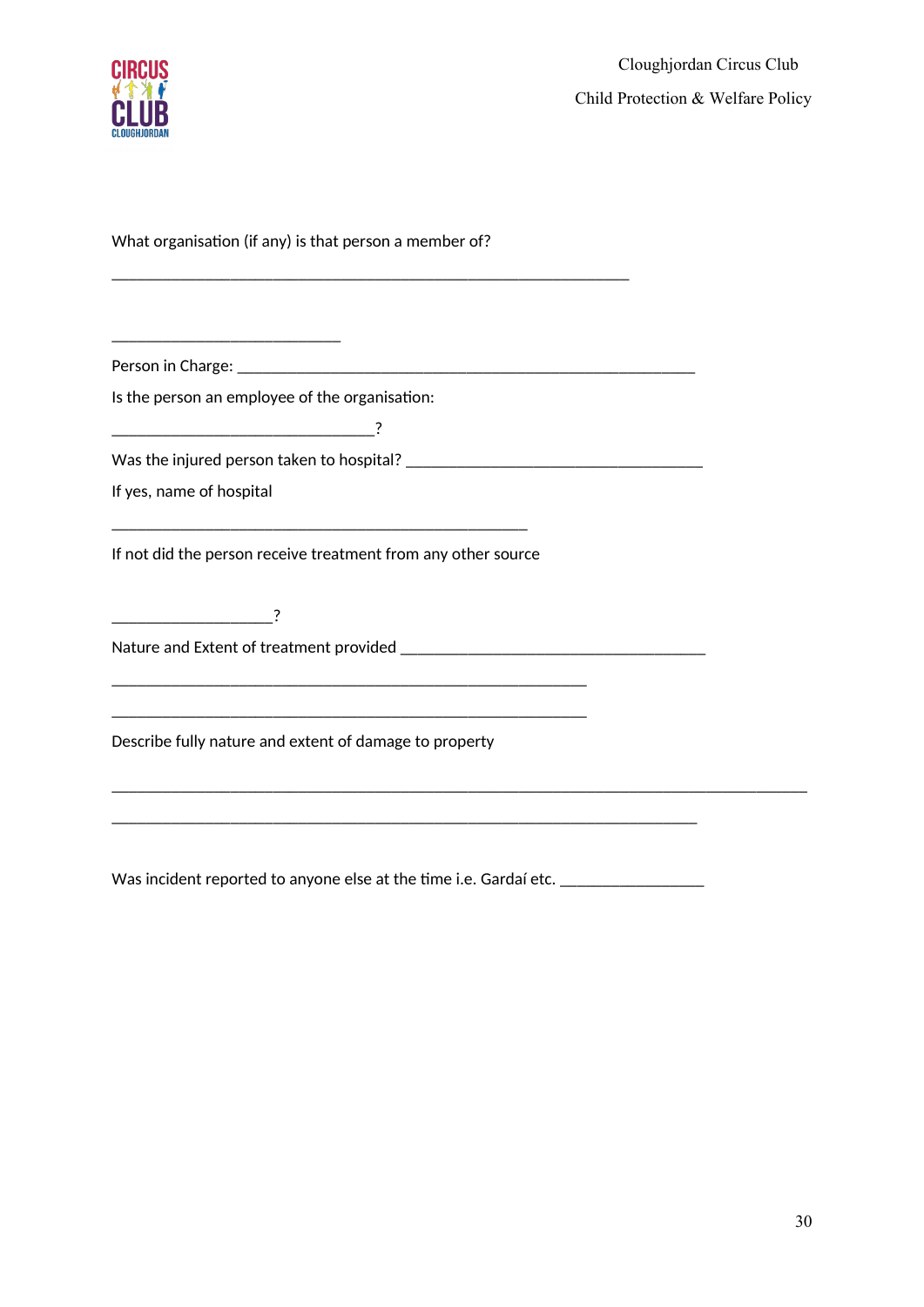What organisation (if any) is that person a member of?

______________________________________________________________

___________________________

Person in Charge: _______________________________________________________

Is the person an employee of the organisation:

_______________________________?

Was the injured person taken to hospital? ___________________________________

If yes, name of hospital

__________________________________________________

If not did the person receive treatment from any other source

___________________?

Nature and Extent of treatment provided _____________________________________

_________________________________________________________

_________________________________________________________

Describe fully nature and extent of damage to property

___________________________________________________________________________________

______________________________________________________________________

Was incident reported to anyone else at the time i.e. Gardaí etc. _________________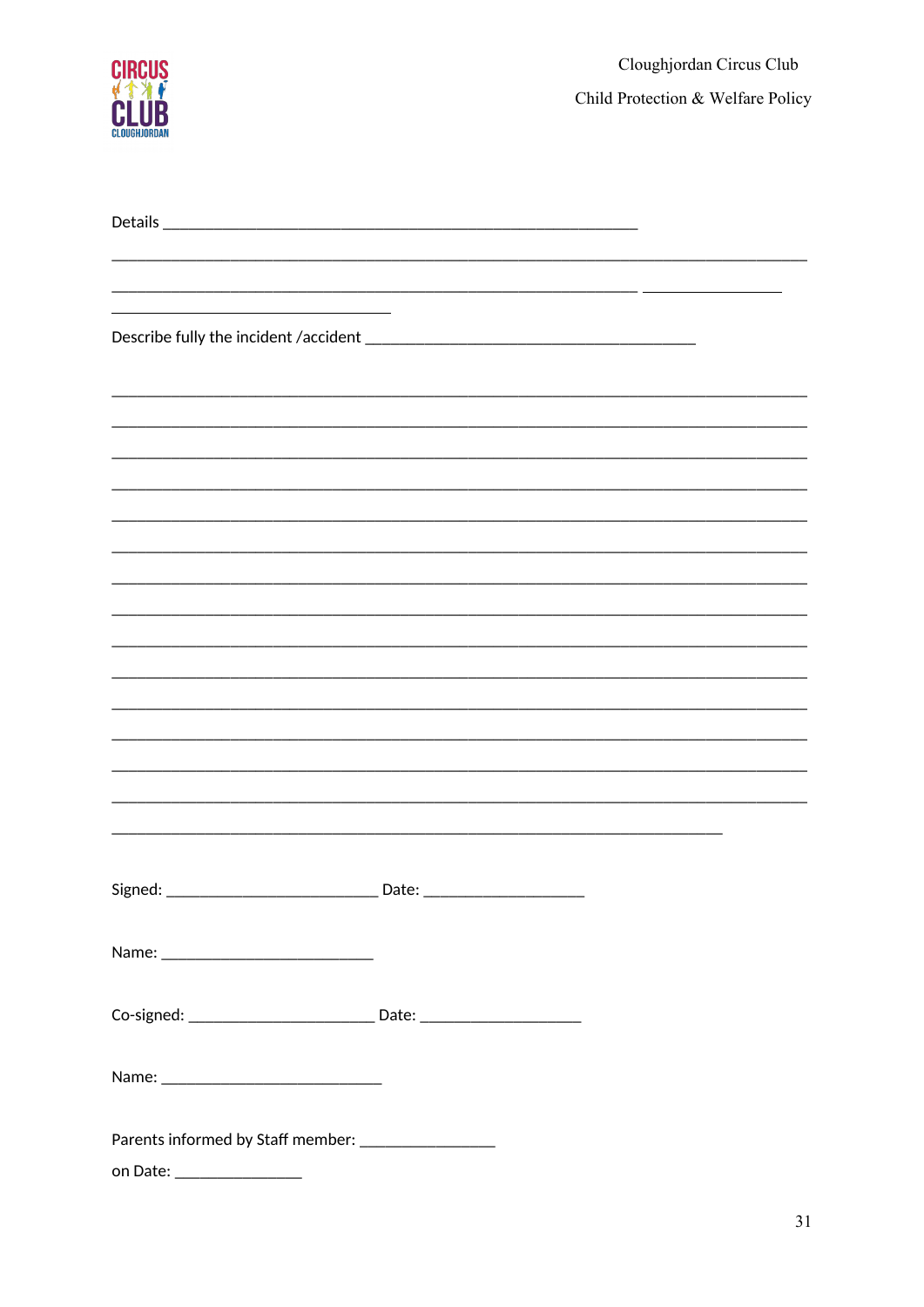Details ___________________________________________________________

_______________________________________________________________________________________

__________________________________________________________________ _________________

___________________________________

Describe fully the incident /accident _________________________________________

_______________________________________________________________________________________

_______________________________________________________________________________________

_______________________________________________________________________________________

_______________________________________________________________________________________

_______________________________________________________________________________________

_______________________________________________________________________________________

_______________________________________________________________________________________

_______________________________________________________________________________________

_______________________________________________________________________________________

_______________________________________________________________________________________

_______________________________________________________________________________________

_______________________________________________________________________________________

_______________________________________________________________________________________

_______________________________________________________________________________________

_____________________________________________________________________________

Signed: __________________________ Date: ____________________

Name: __________________________

Co-signed: _______________________ Date: ____________________

Name: ___________________________

Parents informed by Staff member: ________________

on Date: _______________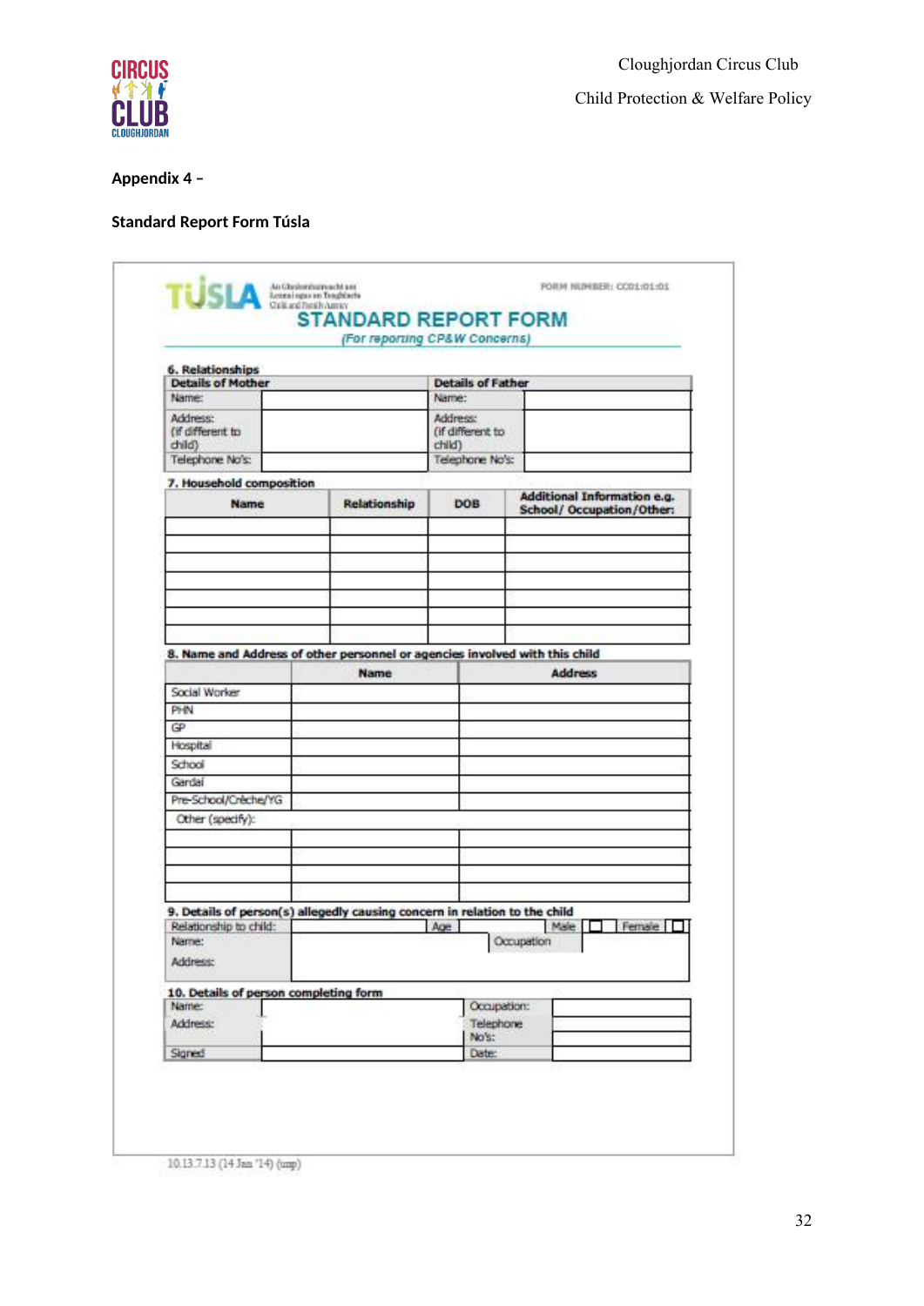**Appendix 4 –**

**Standard Report Form Túsla**

TÚSLA An Ghníomhaireacht um Leanaí agus an Teaghlach Child and Family Agency

FORM NUMBER: CC01:01:01

## STANDARD REPORT FORM

*(For reporting CP&W Concerns)*

**6. Relationships**

| **Details of Mother** | | **Details of Father** | |
|---|---|---|---|
| Name: | | Name: | |
| Address: (if different to child) | | Address: (if different to child) | |
| Telephone No's: | | Telephone No's: | |

**7. Household composition**

| **Name** | **Relationship** | **DOB** | **Additional Information e.g. School/ Occupation/Other:** |
|---|---|---|---|
| | | | |
| | | | |
| | | | |
| | | | |
| | | | |
| | | | |
| | | | |

**8. Name and Address of other personnel or agencies involved with this child**

| | **Name** | **Address** |
|---|---|---|
| Social Worker | | |
| PHN | | |
| GP | | |
| Hospital | | |
| School | | |
| Gardaí | | |
| Pre-School/Crèche/YG | | |
| Other (specify): | | |
| | | |
| | | |
| | | |
| | | |

**9. Details of person(s) allegedly causing concern in relation to the child**

| Relationship to child: | | Age | | Male ☐ | Female ☐ |
|---|---|---|---|---|---|
| Name: | | Occupation | | | |
| Address: | | | | | |

**10. Details of person completing form**

| Name: | | Occupation: | |
|---|---|---|---|
| Address: | | Telephone No's: | |
| Signed: | | Date: | |

10.13.7.13 (14 Jan '14) (ump)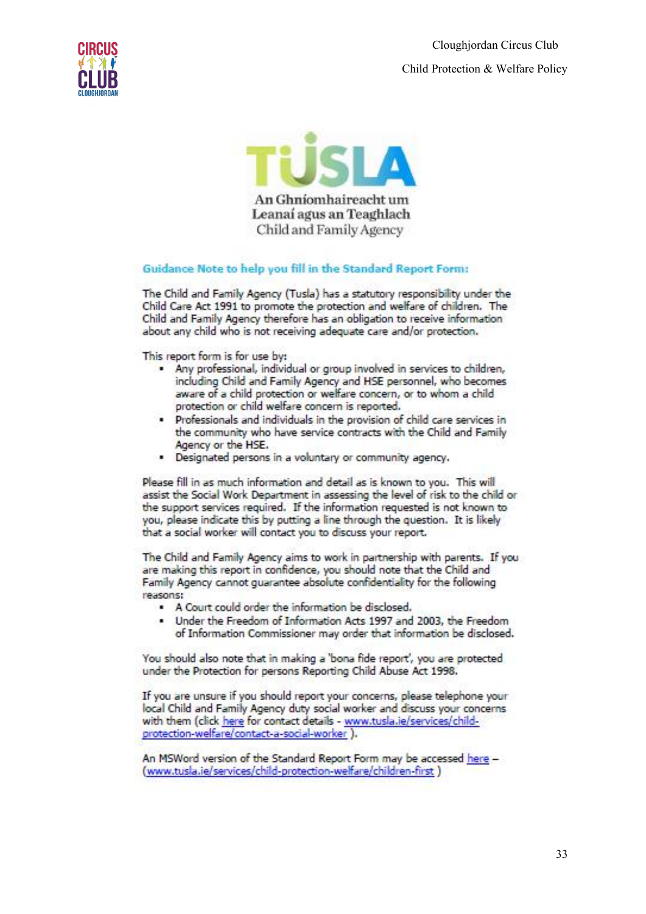TÚSLA

An Ghníomhaireacht um Leanaí agus an Teaghlach
Child and Family Agency

## Guidance Note to help you fill in the Standard Report Form:

The Child and Family Agency (Tusla) has a statutory responsibility under the Child Care Act 1991 to promote the protection and welfare of children. The Child and Family Agency therefore has an obligation to receive information about any child who is not receiving adequate care and/or protection.

This report form is for use by:

- Any professional, individual or group involved in services to children, including Child and Family Agency and HSE personnel, who becomes aware of a child protection or welfare concern, or to whom a child protection or child welfare concern is reported.
- Professionals and individuals in the provision of child care services in the community who have service contracts with the Child and Family Agency or the HSE.
- Designated persons in a voluntary or community agency.

Please fill in as much information and detail as is known to you. This will assist the Social Work Department in assessing the level of risk to the child or the support services required. If the information requested is not known to you, please indicate this by putting a line through the question. It is likely that a social worker will contact you to discuss your report.

The Child and Family Agency aims to work in partnership with parents. If you are making this report in confidence, you should note that the Child and Family Agency cannot guarantee absolute confidentiality for the following reasons:

- A Court could order the information be disclosed.
- Under the Freedom of Information Acts 1997 and 2003, the Freedom of Information Commissioner may order that information be disclosed.

You should also note that in making a 'bona fide report', you are protected under the Protection for persons Reporting Child Abuse Act 1998.

If you are unsure if you should report your concerns, please telephone your local Child and Family Agency duty social worker and discuss your concerns with them (click here for contact details - www.tusla.ie/services/child-protection-welfare/contact-a-social-worker ).

An MSWord version of the Standard Report Form may be accessed here – (www.tusla.ie/services/child-protection-welfare/children-first )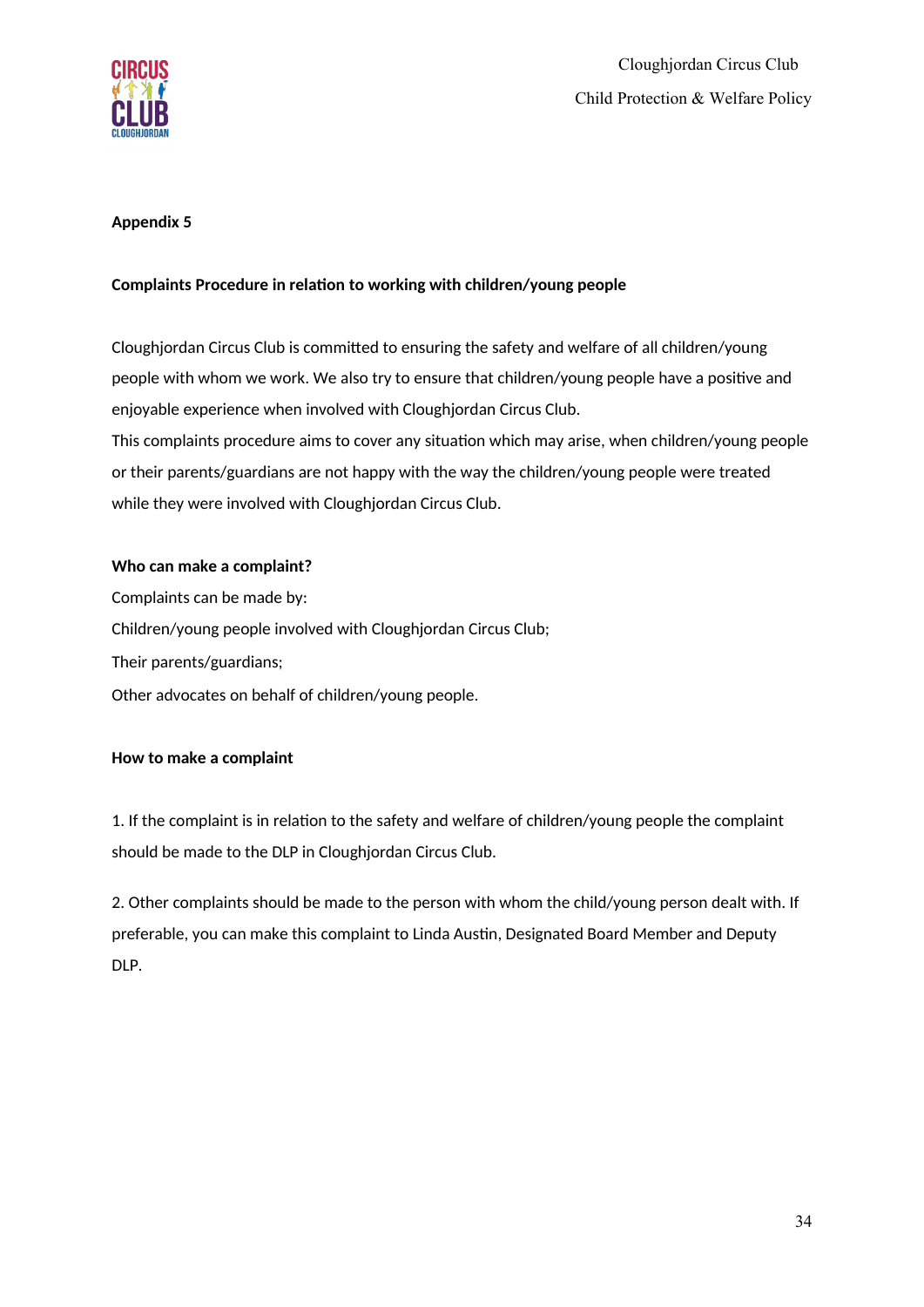**Appendix 5**

**Complaints Procedure in relation to working with children/young people**

Cloughjordan Circus Club is committed to ensuring the safety and welfare of all children/young people with whom we work. We also try to ensure that children/young people have a positive and enjoyable experience when involved with Cloughjordan Circus Club.
This complaints procedure aims to cover any situation which may arise, when children/young people or their parents/guardians are not happy with the way the children/young people were treated while they were involved with Cloughjordan Circus Club.

**Who can make a complaint?**

Complaints can be made by:

Children/young people involved with Cloughjordan Circus Club;

Their parents/guardians;

Other advocates on behalf of children/young people.

**How to make a complaint**

1. If the complaint is in relation to the safety and welfare of children/young people the complaint should be made to the DLP in Cloughjordan Circus Club.

2. Other complaints should be made to the person with whom the child/young person dealt with. If preferable, you can make this complaint to Linda Austin, Designated Board Member and Deputy DLP.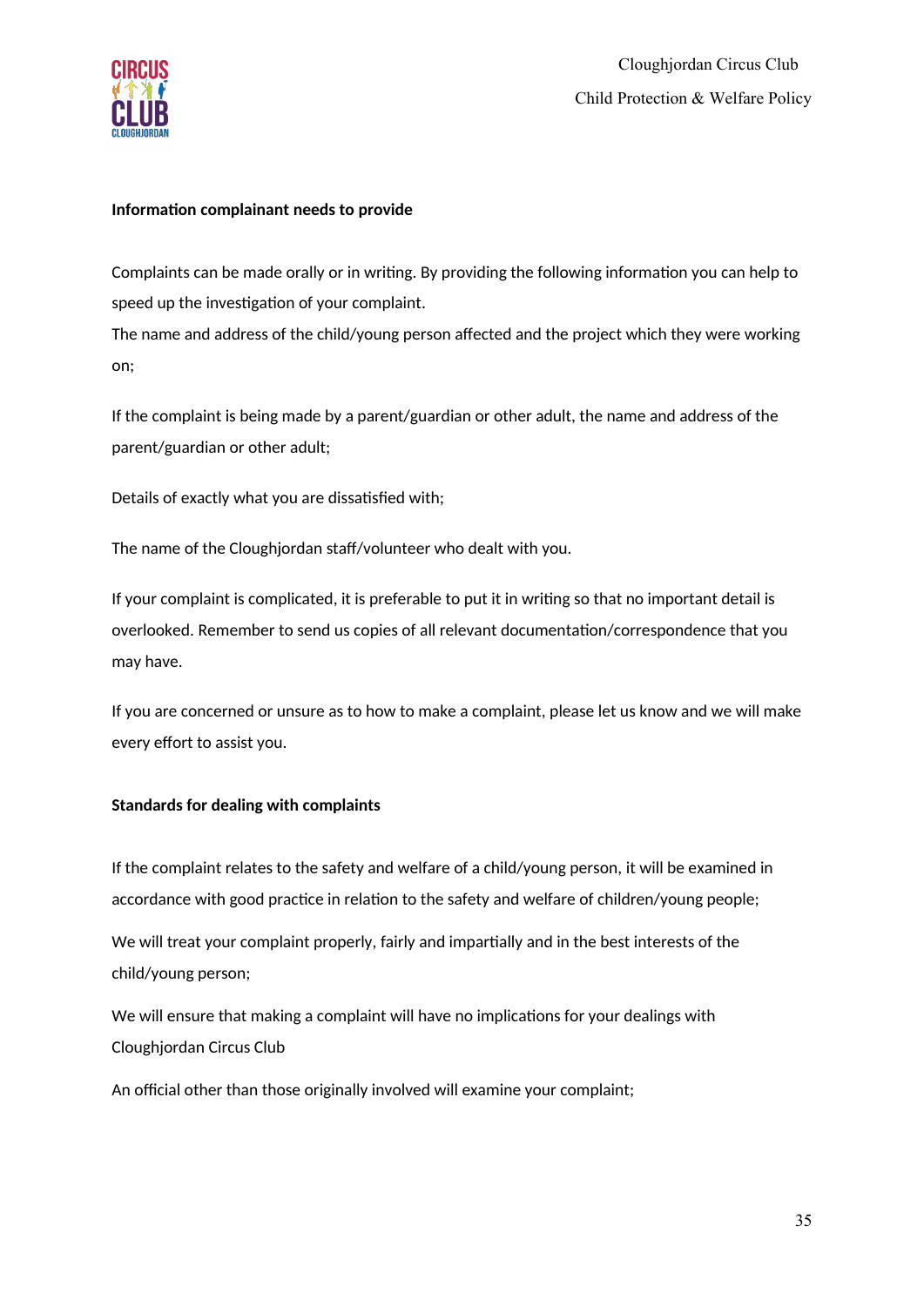**Information complainant needs to provide**

Complaints can be made orally or in writing. By providing the following information you can help to speed up the investigation of your complaint.
The name and address of the child/young person affected and the project which they were working on;

If the complaint is being made by a parent/guardian or other adult, the name and address of the parent/guardian or other adult;

Details of exactly what you are dissatisfied with;

The name of the Cloughjordan staff/volunteer who dealt with you.

If your complaint is complicated, it is preferable to put it in writing so that no important detail is overlooked. Remember to send us copies of all relevant documentation/correspondence that you may have.

If you are concerned or unsure as to how to make a complaint, please let us know and we will make every effort to assist you.

**Standards for dealing with complaints**

If the complaint relates to the safety and welfare of a child/young person, it will be examined in accordance with good practice in relation to the safety and welfare of children/young people;

We will treat your complaint properly, fairly and impartially and in the best interests of the child/young person;

We will ensure that making a complaint will have no implications for your dealings with Cloughjordan Circus Club

An official other than those originally involved will examine your complaint;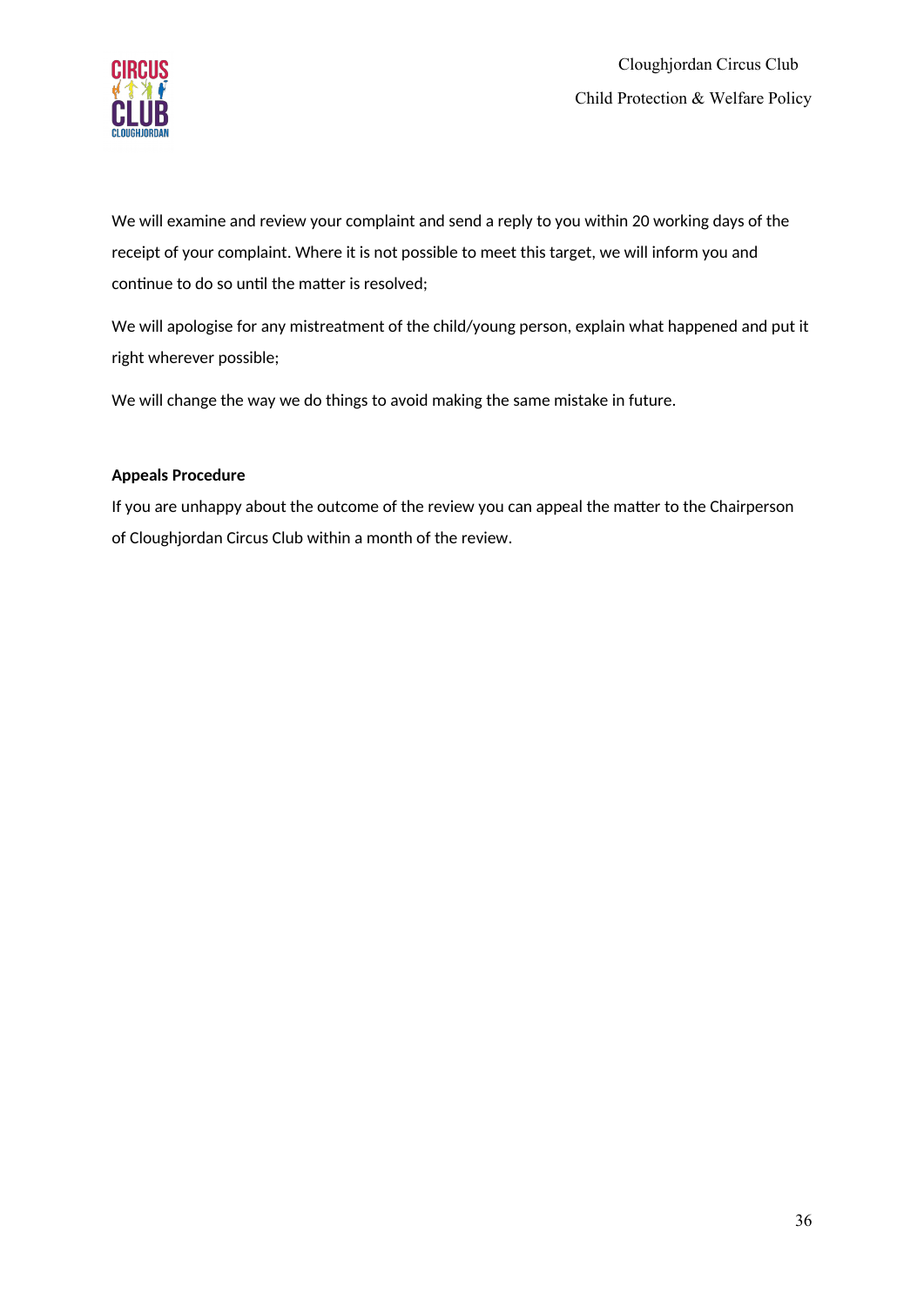We will examine and review your complaint and send a reply to you within 20 working days of the receipt of your complaint. Where it is not possible to meet this target, we will inform you and continue to do so until the matter is resolved;

We will apologise for any mistreatment of the child/young person, explain what happened and put it right wherever possible;

We will change the way we do things to avoid making the same mistake in future.

**Appeals Procedure**

If you are unhappy about the outcome of the review you can appeal the matter to the Chairperson of Cloughjordan Circus Club within a month of the review.